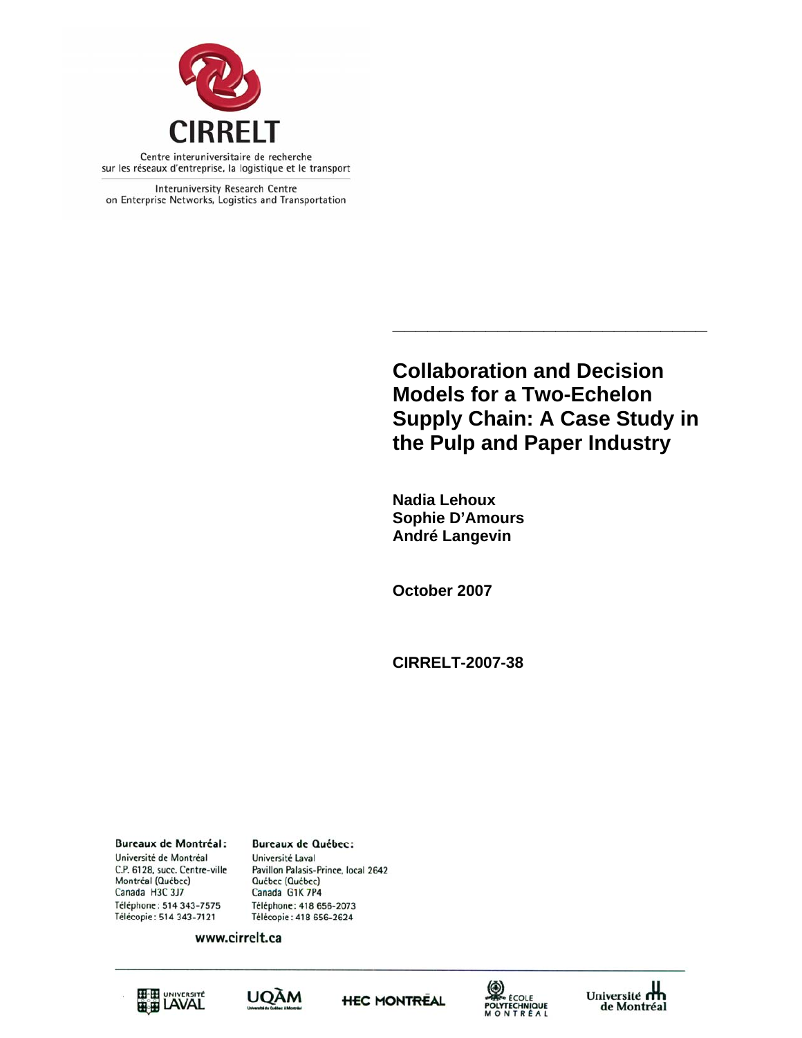**CIRRELT**

Centre interuniversitaire de recherche sur les réseaux d'entreprise, la logistique et le transport

Interuniversity Research Centre on Enterprise Networks, Logistics and Transportation

# Collaboration and Decision Models for a Two-Echelon Supply Chain: A Case Study in the Pulp and Paper Industry

**Nadia Lehoux**
**Sophie D'Amours**
**André Langevin**

**October 2007**

**CIRRELT-2007-38**

**Bureaux de Montréal:**
Université de Montréal
C.P. 6128, succ. Centre-ville
Montréal (Québec)
Canada H3C 3J7
Téléphone: 514 343-7575
Télécopie: 514 343-7121

**Bureaux de Québec:**
Université Laval
Pavillon Palasis-Prince, local 2642
Québec (Québec)
Canada G1K 7P4
Téléphone: 418 656-2073
Télécopie: 418 656-2624

www.cirrelt.ca

Université Laval · UQÀM · HEC Montréal · École Polytechnique Montréal · Université de Montréal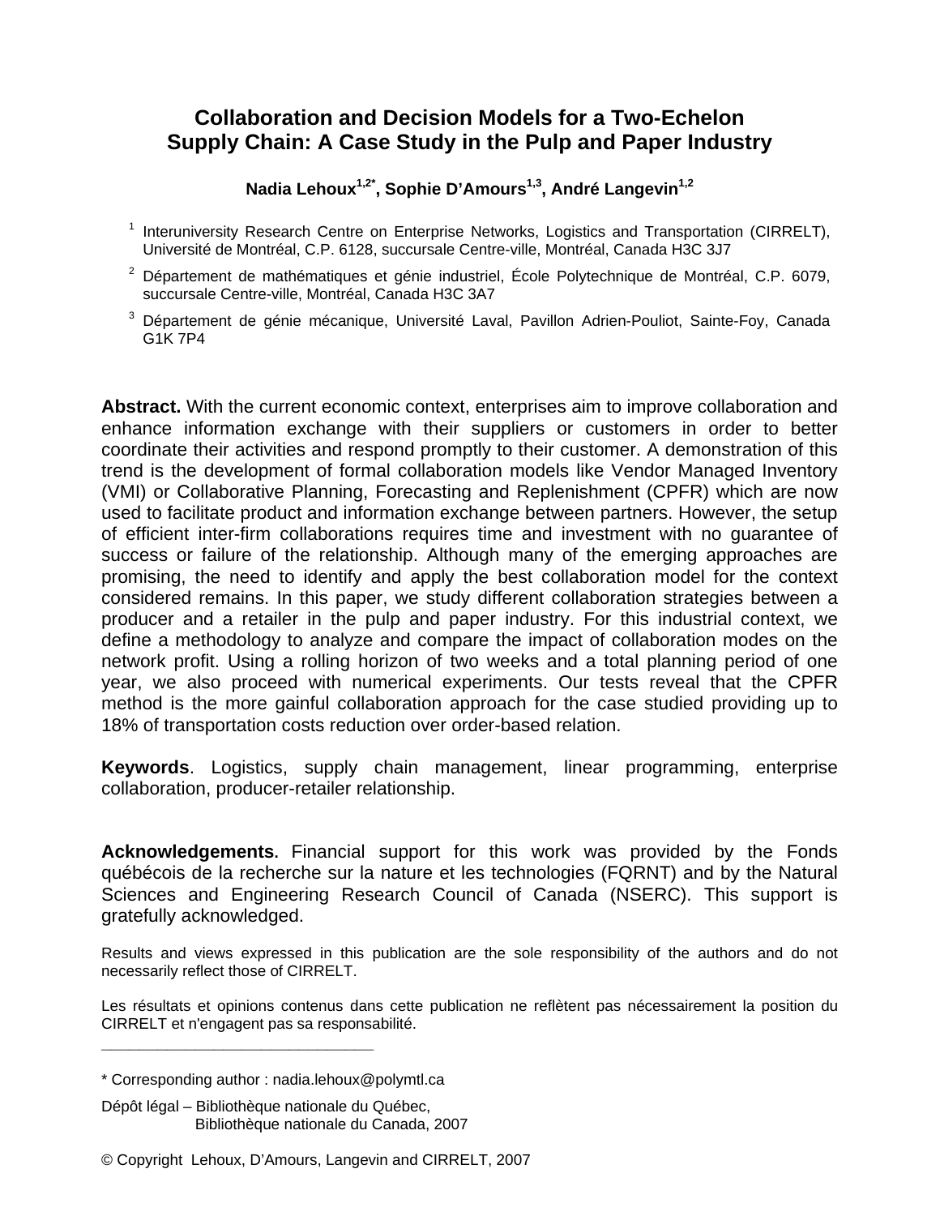# Collaboration and Decision Models for a Two-Echelon Supply Chain: A Case Study in the Pulp and Paper Industry

**Nadia Lehoux[1,2*], Sophie D'Amours[1,3], André Langevin[1,2]**

[1] Interuniversity Research Centre on Enterprise Networks, Logistics and Transportation (CIRRELT), Université de Montréal, C.P. 6128, succursale Centre-ville, Montréal, Canada H3C 3J7

[2] Département de mathématiques et génie industriel, École Polytechnique de Montréal, C.P. 6079, succursale Centre-ville, Montréal, Canada H3C 3A7

[3] Département de génie mécanique, Université Laval, Pavillon Adrien-Pouliot, Sainte-Foy, Canada G1K 7P4

**Abstract.** With the current economic context, enterprises aim to improve collaboration and enhance information exchange with their suppliers or customers in order to better coordinate their activities and respond promptly to their customer. A demonstration of this trend is the development of formal collaboration models like Vendor Managed Inventory (VMI) or Collaborative Planning, Forecasting and Replenishment (CPFR) which are now used to facilitate product and information exchange between partners. However, the setup of efficient inter-firm collaborations requires time and investment with no guarantee of success or failure of the relationship. Although many of the emerging approaches are promising, the need to identify and apply the best collaboration model for the context considered remains. In this paper, we study different collaboration strategies between a producer and a retailer in the pulp and paper industry. For this industrial context, we define a methodology to analyze and compare the impact of collaboration modes on the network profit. Using a rolling horizon of two weeks and a total planning period of one year, we also proceed with numerical experiments. Our tests reveal that the CPFR method is the more gainful collaboration approach for the case studied providing up to 18% of transportation costs reduction over order-based relation.

**Keywords**. Logistics, supply chain management, linear programming, enterprise collaboration, producer-retailer relationship.

**Acknowledgements.** Financial support for this work was provided by the Fonds québécois de la recherche sur la nature et les technologies (FQRNT) and by the Natural Sciences and Engineering Research Council of Canada (NSERC). This support is gratefully acknowledged.

Results and views expressed in this publication are the sole responsibility of the authors and do not necessarily reflect those of CIRRELT.

Les résultats et opinions contenus dans cette publication ne reflètent pas nécessairement la position du CIRRELT et n'engagent pas sa responsabilité.

\* Corresponding author : nadia.lehoux@polymtl.ca

Dépôt légal – Bibliothèque nationale du Québec,
Bibliothèque nationale du Canada, 2007

© Copyright Lehoux, D'Amours, Langevin and CIRRELT, 2007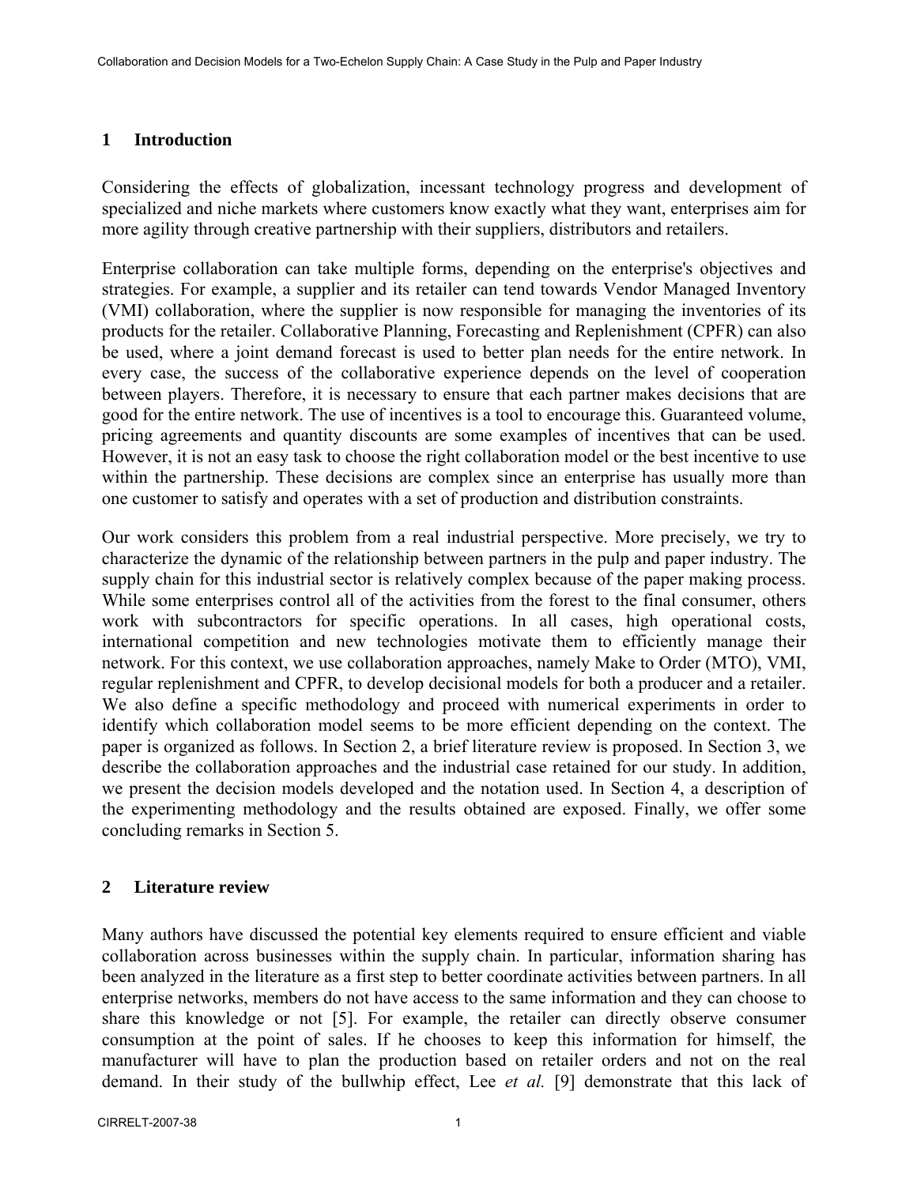## 1 Introduction

Considering the effects of globalization, incessant technology progress and development of specialized and niche markets where customers know exactly what they want, enterprises aim for more agility through creative partnership with their suppliers, distributors and retailers.

Enterprise collaboration can take multiple forms, depending on the enterprise's objectives and strategies. For example, a supplier and its retailer can tend towards Vendor Managed Inventory (VMI) collaboration, where the supplier is now responsible for managing the inventories of its products for the retailer. Collaborative Planning, Forecasting and Replenishment (CPFR) can also be used, where a joint demand forecast is used to better plan needs for the entire network. In every case, the success of the collaborative experience depends on the level of cooperation between players. Therefore, it is necessary to ensure that each partner makes decisions that are good for the entire network. The use of incentives is a tool to encourage this. Guaranteed volume, pricing agreements and quantity discounts are some examples of incentives that can be used. However, it is not an easy task to choose the right collaboration model or the best incentive to use within the partnership. These decisions are complex since an enterprise has usually more than one customer to satisfy and operates with a set of production and distribution constraints.

Our work considers this problem from a real industrial perspective. More precisely, we try to characterize the dynamic of the relationship between partners in the pulp and paper industry. The supply chain for this industrial sector is relatively complex because of the paper making process. While some enterprises control all of the activities from the forest to the final consumer, others work with subcontractors for specific operations. In all cases, high operational costs, international competition and new technologies motivate them to efficiently manage their network. For this context, we use collaboration approaches, namely Make to Order (MTO), VMI, regular replenishment and CPFR, to develop decisional models for both a producer and a retailer. We also define a specific methodology and proceed with numerical experiments in order to identify which collaboration model seems to be more efficient depending on the context. The paper is organized as follows. In Section 2, a brief literature review is proposed. In Section 3, we describe the collaboration approaches and the industrial case retained for our study. In addition, we present the decision models developed and the notation used. In Section 4, a description of the experimenting methodology and the results obtained are exposed. Finally, we offer some concluding remarks in Section 5.

## 2 Literature review

Many authors have discussed the potential key elements required to ensure efficient and viable collaboration across businesses within the supply chain. In particular, information sharing has been analyzed in the literature as a first step to better coordinate activities between partners. In all enterprise networks, members do not have access to the same information and they can choose to share this knowledge or not [5]. For example, the retailer can directly observe consumer consumption at the point of sales. If he chooses to keep this information for himself, the manufacturer will have to plan the production based on retailer orders and not on the real demand. In their study of the bullwhip effect, Lee *et al.* [9] demonstrate that this lack of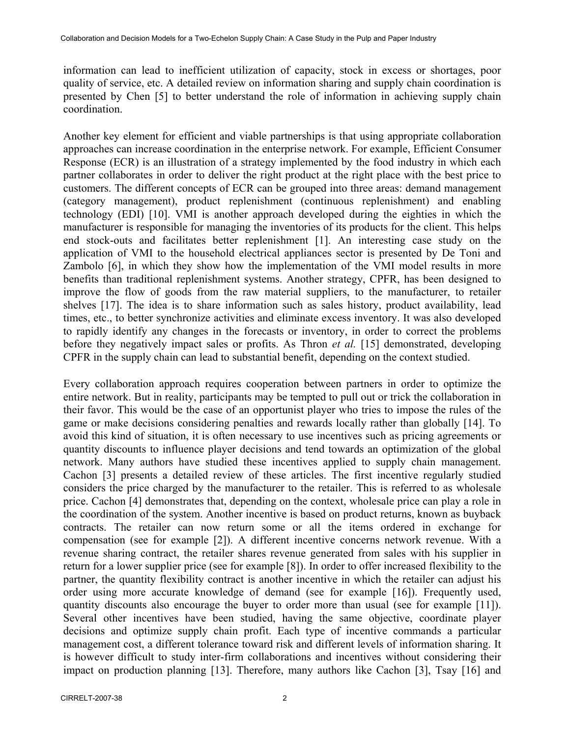information can lead to inefficient utilization of capacity, stock in excess or shortages, poor quality of service, etc. A detailed review on information sharing and supply chain coordination is presented by Chen [5] to better understand the role of information in achieving supply chain coordination.

Another key element for efficient and viable partnerships is that using appropriate collaboration approaches can increase coordination in the enterprise network. For example, Efficient Consumer Response (ECR) is an illustration of a strategy implemented by the food industry in which each partner collaborates in order to deliver the right product at the right place with the best price to customers. The different concepts of ECR can be grouped into three areas: demand management (category management), product replenishment (continuous replenishment) and enabling technology (EDI) [10]. VMI is another approach developed during the eighties in which the manufacturer is responsible for managing the inventories of its products for the client. This helps end stock-outs and facilitates better replenishment [1]. An interesting case study on the application of VMI to the household electrical appliances sector is presented by De Toni and Zambolo [6], in which they show how the implementation of the VMI model results in more benefits than traditional replenishment systems. Another strategy, CPFR, has been designed to improve the flow of goods from the raw material suppliers, to the manufacturer, to retailer shelves [17]. The idea is to share information such as sales history, product availability, lead times, etc., to better synchronize activities and eliminate excess inventory. It was also developed to rapidly identify any changes in the forecasts or inventory, in order to correct the problems before they negatively impact sales or profits. As Thron *et al.* [15] demonstrated, developing CPFR in the supply chain can lead to substantial benefit, depending on the context studied.

Every collaboration approach requires cooperation between partners in order to optimize the entire network. But in reality, participants may be tempted to pull out or trick the collaboration in their favor. This would be the case of an opportunist player who tries to impose the rules of the game or make decisions considering penalties and rewards locally rather than globally [14]. To avoid this kind of situation, it is often necessary to use incentives such as pricing agreements or quantity discounts to influence player decisions and tend towards an optimization of the global network. Many authors have studied these incentives applied to supply chain management. Cachon [3] presents a detailed review of these articles. The first incentive regularly studied considers the price charged by the manufacturer to the retailer. This is referred to as wholesale price. Cachon [4] demonstrates that, depending on the context, wholesale price can play a role in the coordination of the system. Another incentive is based on product returns, known as buyback contracts. The retailer can now return some or all the items ordered in exchange for compensation (see for example [2]). A different incentive concerns network revenue. With a revenue sharing contract, the retailer shares revenue generated from sales with his supplier in return for a lower supplier price (see for example [8]). In order to offer increased flexibility to the partner, the quantity flexibility contract is another incentive in which the retailer can adjust his order using more accurate knowledge of demand (see for example [16]). Frequently used, quantity discounts also encourage the buyer to order more than usual (see for example [11]). Several other incentives have been studied, having the same objective, coordinate player decisions and optimize supply chain profit. Each type of incentive commands a particular management cost, a different tolerance toward risk and different levels of information sharing. It is however difficult to study inter-firm collaborations and incentives without considering their impact on production planning [13]. Therefore, many authors like Cachon [3], Tsay [16] and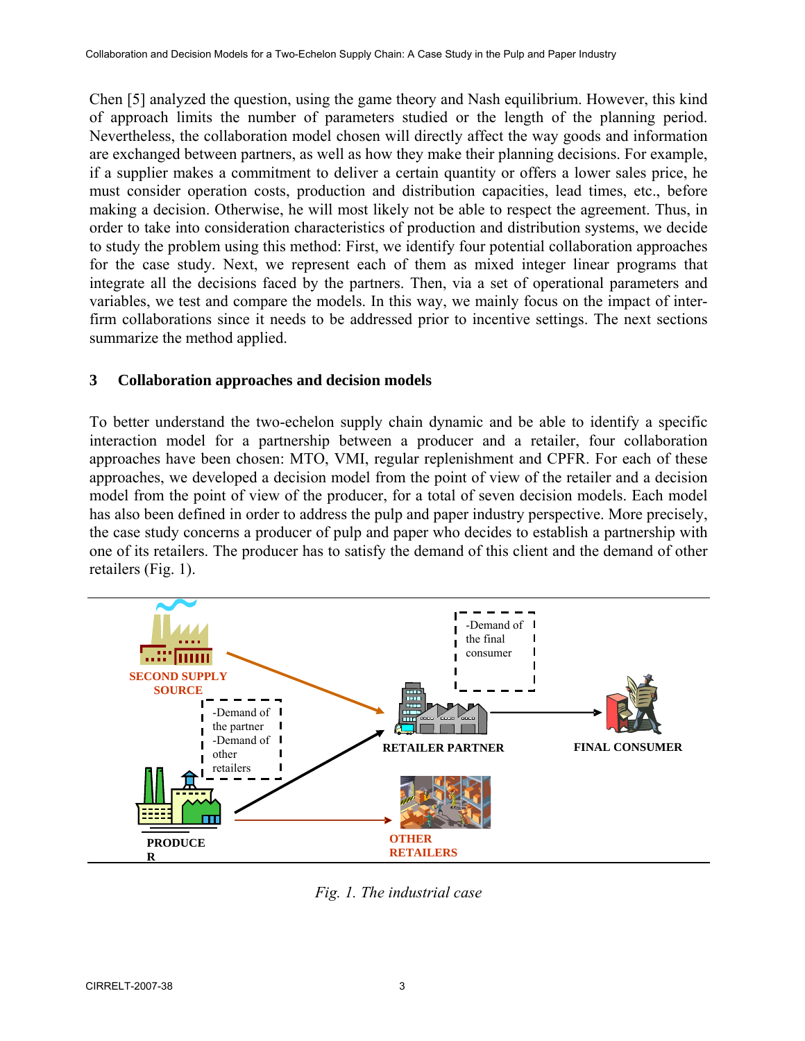Chen [5] analyzed the question, using the game theory and Nash equilibrium. However, this kind of approach limits the number of parameters studied or the length of the planning period. Nevertheless, the collaboration model chosen will directly affect the way goods and information are exchanged between partners, as well as how they make their planning decisions. For example, if a supplier makes a commitment to deliver a certain quantity or offers a lower sales price, he must consider operation costs, production and distribution capacities, lead times, etc., before making a decision. Otherwise, he will most likely not be able to respect the agreement. Thus, in order to take into consideration characteristics of production and distribution systems, we decide to study the problem using this method: First, we identify four potential collaboration approaches for the case study. Next, we represent each of them as mixed integer linear programs that integrate all the decisions faced by the partners. Then, via a set of operational parameters and variables, we test and compare the models. In this way, we mainly focus on the impact of inter-firm collaborations since it needs to be addressed prior to incentive settings. The next sections summarize the method applied.

## 3 Collaboration approaches and decision models

To better understand the two-echelon supply chain dynamic and be able to identify a specific interaction model for a partnership between a producer and a retailer, four collaboration approaches have been chosen: MTO, VMI, regular replenishment and CPFR. For each of these approaches, we developed a decision model from the point of view of the retailer and a decision model from the point of view of the producer, for a total of seven decision models. Each model has also been defined in order to address the pulp and paper industry perspective. More precisely, the case study concerns a producer of pulp and paper who decides to establish a partnership with one of its retailers. The producer has to satisfy the demand of this client and the demand of other retailers (Fig. 1).

SECOND SUPPLY SOURCE

-Demand of the partner
-Demand of other retailers

PRODUCER

-Demand of the final consumer

RETAILER PARTNER

FINAL CONSUMER

OTHER RETAILERS

*Fig. 1. The industrial case*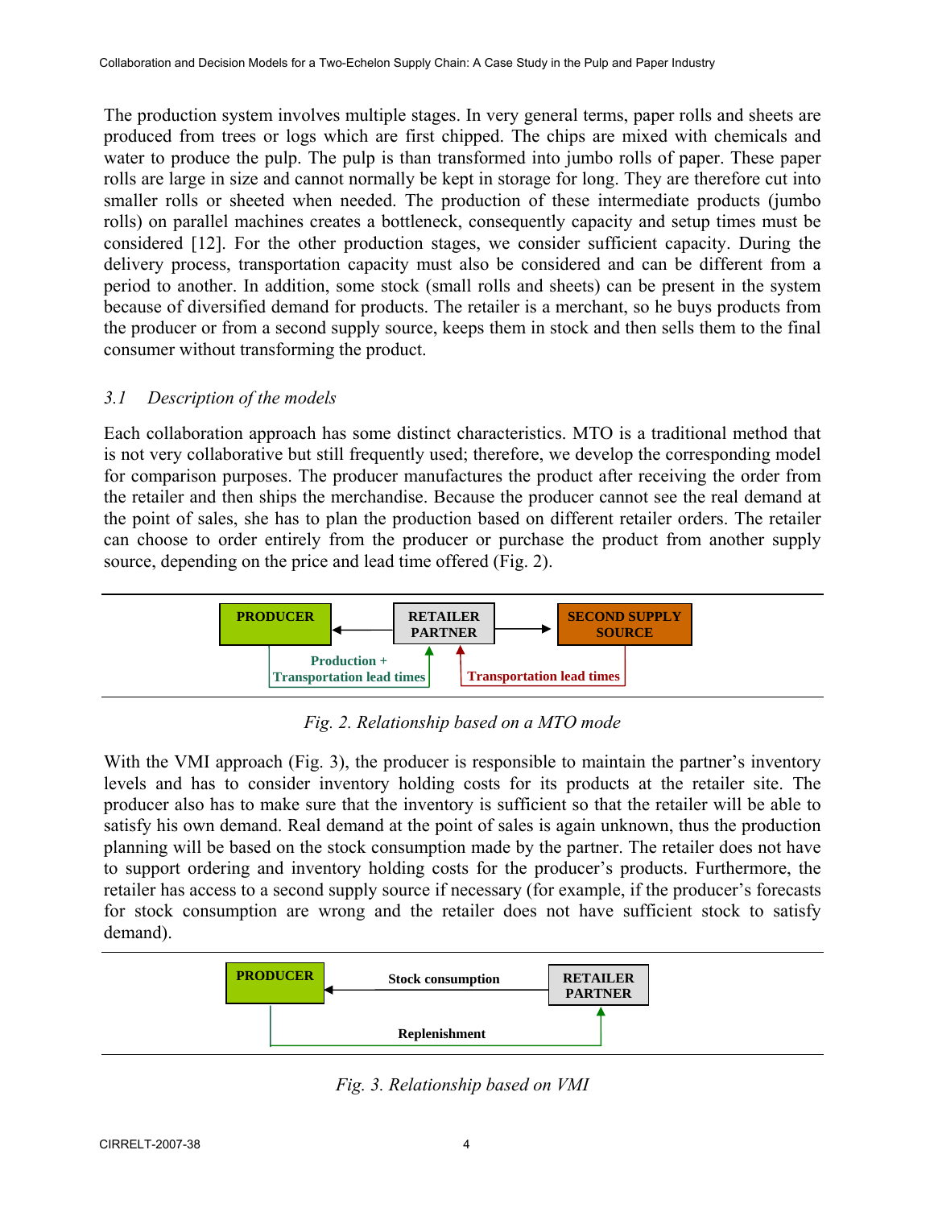The production system involves multiple stages. In very general terms, paper rolls and sheets are produced from trees or logs which are first chipped. The chips are mixed with chemicals and water to produce the pulp. The pulp is than transformed into jumbo rolls of paper. These paper rolls are large in size and cannot normally be kept in storage for long. They are therefore cut into smaller rolls or sheeted when needed. The production of these intermediate products (jumbo rolls) on parallel machines creates a bottleneck, consequently capacity and setup times must be considered [12]. For the other production stages, we consider sufficient capacity. During the delivery process, transportation capacity must also be considered and can be different from a period to another. In addition, some stock (small rolls and sheets) can be present in the system because of diversified demand for products. The retailer is a merchant, so he buys products from the producer or from a second supply source, keeps them in stock and then sells them to the final consumer without transforming the product.

### *3.1 Description of the models*

Each collaboration approach has some distinct characteristics. MTO is a traditional method that is not very collaborative but still frequently used; therefore, we develop the corresponding model for comparison purposes. The producer manufactures the product after receiving the order from the retailer and then ships the merchandise. Because the producer cannot see the real demand at the point of sales, she has to plan the production based on different retailer orders. The retailer can choose to order entirely from the producer or purchase the product from another supply source, depending on the price and lead time offered (Fig. 2).

**PRODUCER** ← **RETAILER PARTNER** → **SECOND SUPPLY SOURCE**

**Production + Transportation lead times** | **Transportation lead times**

*Fig. 2. Relationship based on a MTO mode*

With the VMI approach (Fig. 3), the producer is responsible to maintain the partner's inventory levels and has to consider inventory holding costs for its products at the retailer site. The producer also has to make sure that the inventory is sufficient so that the retailer will be able to satisfy his own demand. Real demand at the point of sales is again unknown, thus the production planning will be based on the stock consumption made by the partner. The retailer does not have to support ordering and inventory holding costs for the producer's products. Furthermore, the retailer has access to a second supply source if necessary (for example, if the producer's forecasts for stock consumption are wrong and the retailer does not have sufficient stock to satisfy demand).

**PRODUCER** ← **Stock consumption** — **RETAILER PARTNER**

**Replenishment**

*Fig. 3. Relationship based on VMI*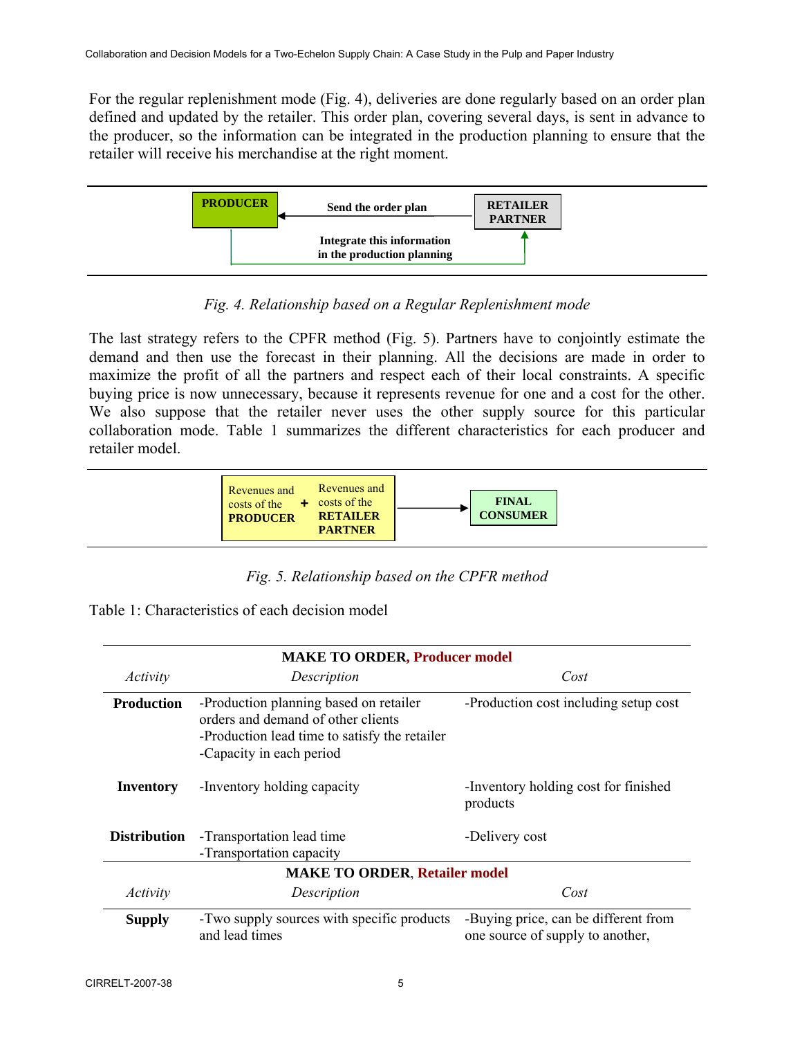For the regular replenishment mode (Fig. 4), deliveries are done regularly based on an order plan defined and updated by the retailer. This order plan, covering several days, is sent in advance to the producer, so the information can be integrated in the production planning to ensure that the retailer will receive his merchandise at the right moment.

**PRODUCER** ← Send the order plan — **RETAILER PARTNER**

Integrate this information in the production planning

*Fig. 4. Relationship based on a Regular Replenishment mode*

The last strategy refers to the CPFR method (Fig. 5). Partners have to conjointly estimate the demand and then use the forecast in their planning. All the decisions are made in order to maximize the profit of all the partners and respect each of their local constraints. A specific buying price is now unnecessary, because it represents revenue for one and a cost for the other. We also suppose that the retailer never uses the other supply source for this particular collaboration mode. Table 1 summarizes the different characteristics for each producer and retailer model.

Revenues and costs of the **PRODUCER** + Revenues and costs of the **RETAILER PARTNER** → **FINAL CONSUMER**

*Fig. 5. Relationship based on the CPFR method*

Table 1: Characteristics of each decision model

| **MAKE TO ORDER, Producer model** | | |
|---|---|---|
| *Activity* | *Description* | *Cost* |
| **Production** | -Production planning based on retailer orders and demand of other clients<br>-Production lead time to satisfy the retailer<br>-Capacity in each period | -Production cost including setup cost |
| **Inventory** | -Inventory holding capacity | -Inventory holding cost for finished products |
| **Distribution** | -Transportation lead time<br>-Transportation capacity | -Delivery cost |
| **MAKE TO ORDER, Retailer model** | | |
| *Activity* | *Description* | *Cost* |
| **Supply** | -Two supply sources with specific products and lead times | -Buying price, can be different from one source of supply to another, |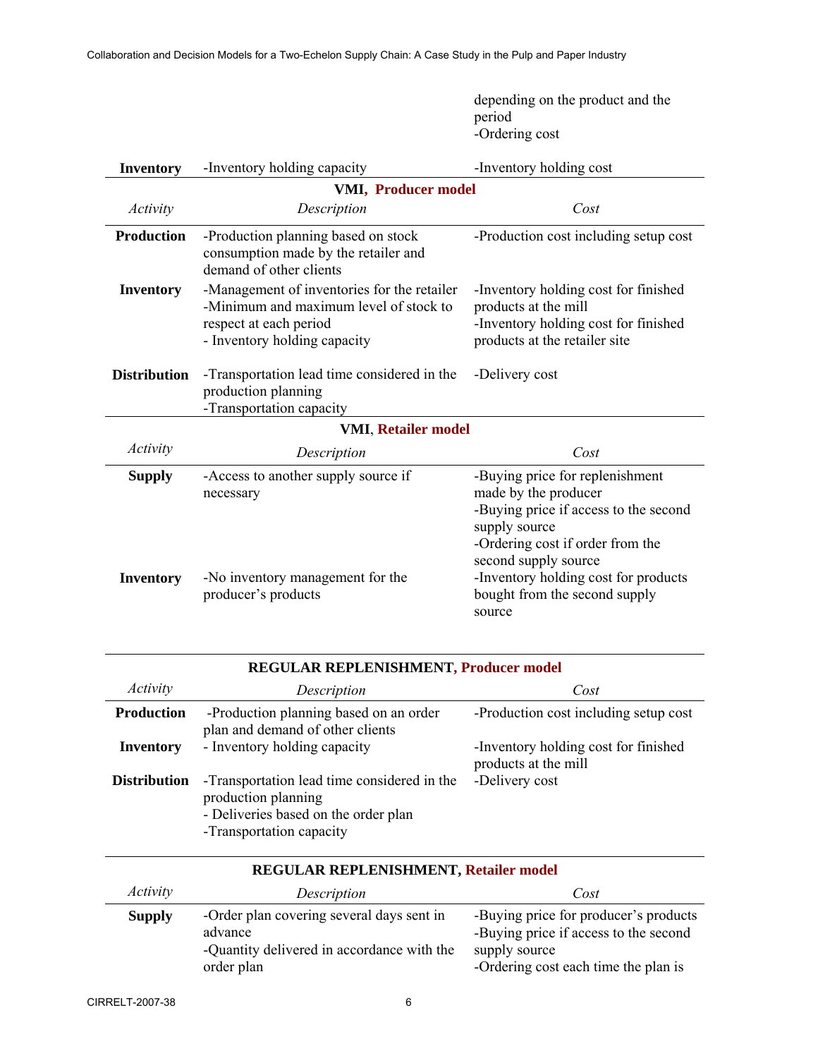| Activity | Description | Cost |
|---|---|---|
| | | depending on the product and the period<br>-Ordering cost |
| **Inventory** | -Inventory holding capacity | -Inventory holding cost |
| **VMI, Producer model** | | |
| *Activity* | *Description* | *Cost* |
| **Production** | -Production planning based on stock consumption made by the retailer and demand of other clients | -Production cost including setup cost |
| **Inventory** | -Management of inventories for the retailer<br>-Minimum and maximum level of stock to respect at each period<br>- Inventory holding capacity | -Inventory holding cost for finished products at the mill<br>-Inventory holding cost for finished products at the retailer site |
| **Distribution** | -Transportation lead time considered in the production planning<br>-Transportation capacity | -Delivery cost |
| **VMI, Retailer model** | | |
| *Activity* | *Description* | *Cost* |
| **Supply** | -Access to another supply source if necessary | -Buying price for replenishment made by the producer<br>-Buying price if access to the second supply source<br>-Ordering cost if order from the second supply source |
| **Inventory** | -No inventory management for the producer's products | -Inventory holding cost for products bought from the second supply source |
| **REGULAR REPLENISHMENT, Producer model** | | |
| *Activity* | *Description* | *Cost* |
| **Production** | -Production planning based on an order plan and demand of other clients | -Production cost including setup cost |
| **Inventory** | - Inventory holding capacity | -Inventory holding cost for finished products at the mill |
| **Distribution** | -Transportation lead time considered in the production planning<br>- Deliveries based on the order plan<br>-Transportation capacity | -Delivery cost |
| **REGULAR REPLENISHMENT, Retailer model** | | |
| *Activity* | *Description* | *Cost* |
| **Supply** | -Order plan covering several days sent in advance<br>-Quantity delivered in accordance with the order plan | -Buying price for producer's products<br>-Buying price if access to the second supply source<br>-Ordering cost each time the plan is |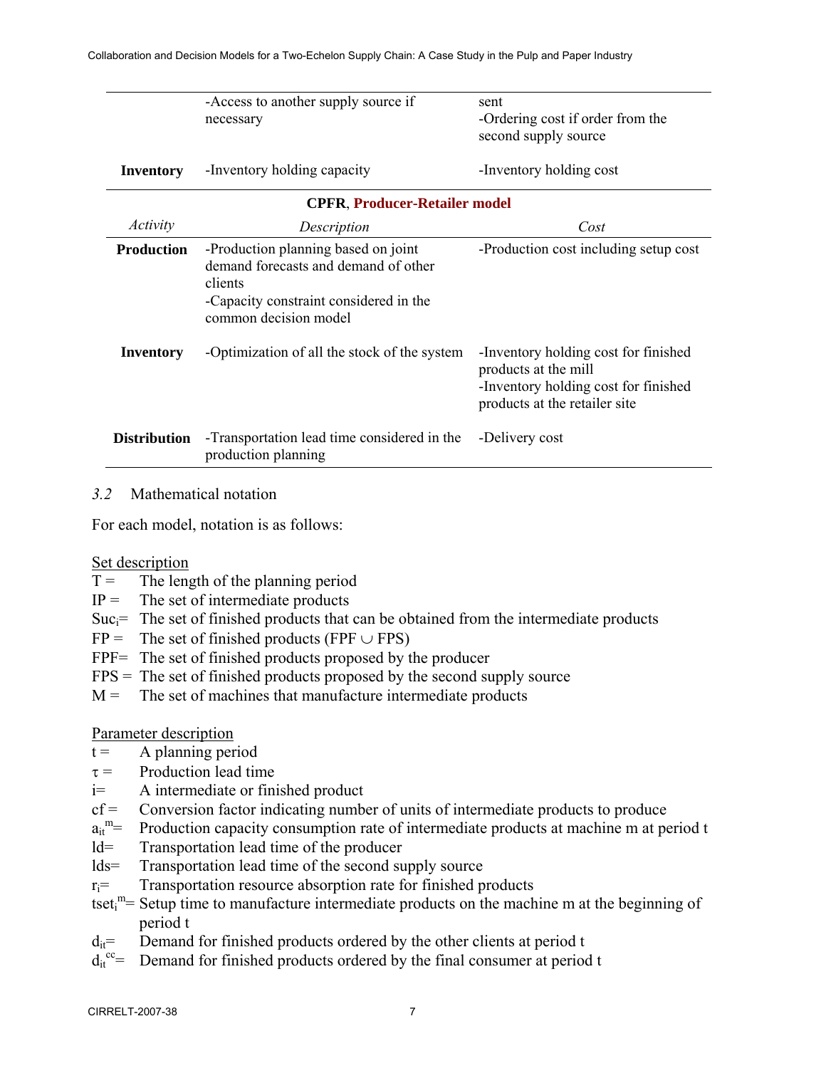| | | |
|---|---|---|
| | -Access to another supply source if necessary | sent<br>-Ordering cost if order from the second supply source |
| **Inventory** | -Inventory holding capacity | -Inventory holding cost |

| **CPFR, Producer-Retailer model** | | |
|---|---|---|
| *Activity* | *Description* | *Cost* |
| **Production** | -Production planning based on joint demand forecasts and demand of other clients<br>-Capacity constraint considered in the common decision model | -Production cost including setup cost |
| **Inventory** | -Optimization of all the stock of the system | -Inventory holding cost for finished products at the mill<br>-Inventory holding cost for finished products at the retailer site |
| **Distribution** | -Transportation lead time considered in the production planning | -Delivery cost |

### *3.2* Mathematical notation

For each model, notation is as follows:

<u>Set description</u>

- T = The length of the planning period
- IP = The set of intermediate products
- $Suc_i$= The set of finished products that can be obtained from the intermediate products
- FP = The set of finished products (FPF ∪ FPS)
- FPF= The set of finished products proposed by the producer
- FPS = The set of finished products proposed by the second supply source
- M = The set of machines that manufacture intermediate products

<u>Parameter description</u>

- t = A planning period
- $\tau$ = Production lead time
- i= A intermediate or finished product
- cf = Conversion factor indicating number of units of intermediate products to produce
- $a_{it}^{m}$= Production capacity consumption rate of intermediate products at machine m at period t
- ld= Transportation lead time of the producer
- lds= Transportation lead time of the second supply source
- $r_i$= Transportation resource absorption rate for finished products
- $tset_i^{m}$= Setup time to manufacture intermediate products on the machine m at the beginning of period t
- $d_{it}$= Demand for finished products ordered by the other clients at period t
- $d_{it}^{cc}$= Demand for finished products ordered by the final consumer at period t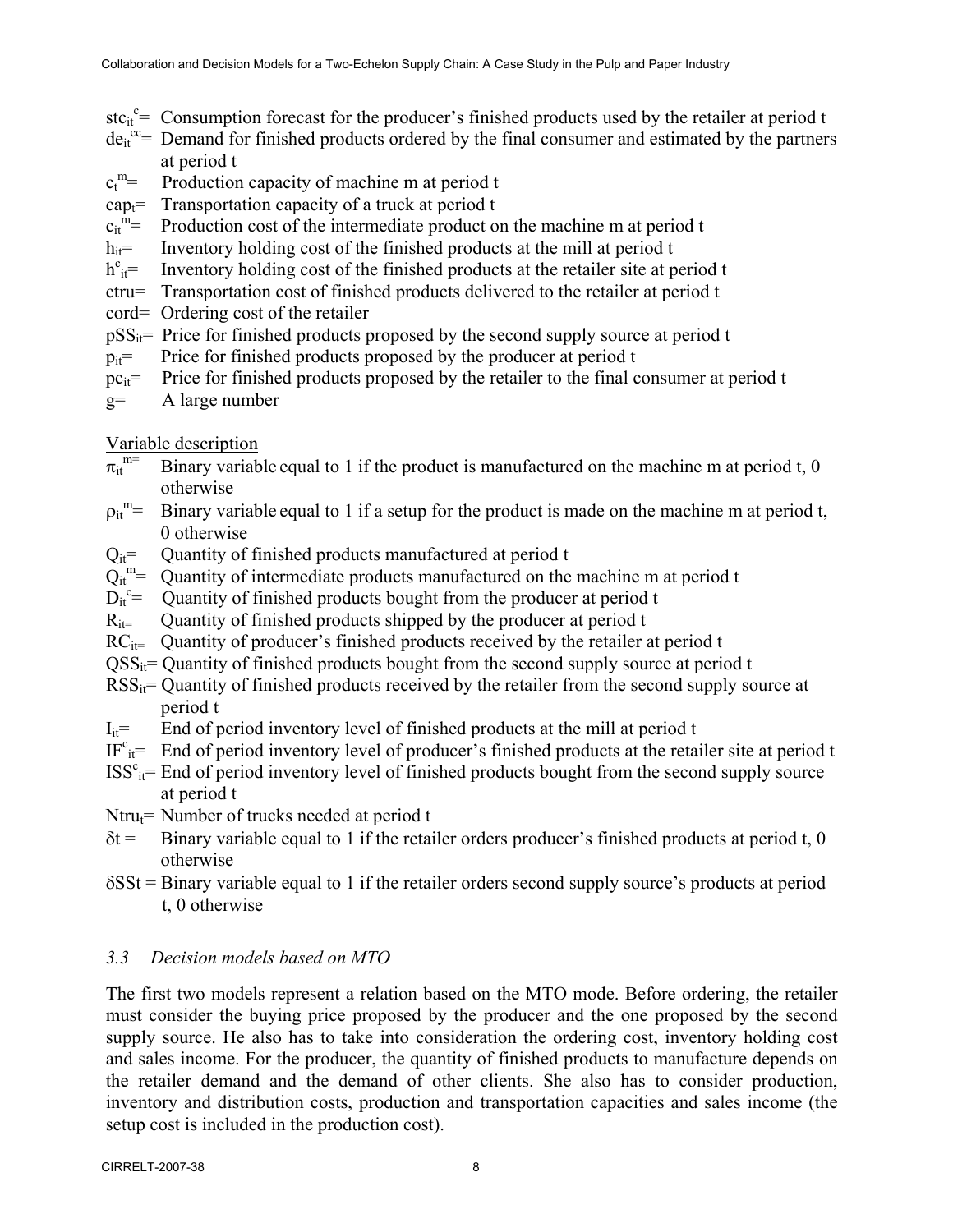$stc_{it}^{c}$= Consumption forecast for the producer's finished products used by the retailer at period t

$de_{it}^{cc}$= Demand for finished products ordered by the final consumer and estimated by the partners at period t

$c_{t}^{m}$= Production capacity of machine m at period t

$cap_{t}$= Transportation capacity of a truck at period t

$c_{it}^{m}$= Production cost of the intermediate product on the machine m at period t

$h_{it}$= Inventory holding cost of the finished products at the mill at period t

$h^{c}_{it}$= Inventory holding cost of the finished products at the retailer site at period t

ctru= Transportation cost of finished products delivered to the retailer at period t

cord= Ordering cost of the retailer

$pSS_{it}$= Price for finished products proposed by the second supply source at period t

$p_{it}$= Price for finished products proposed by the producer at period t

$pc_{it}$= Price for finished products proposed by the retailer to the final consumer at period t

g= A large number

Variable description

$\pi_{it}^{m}$= Binary variable equal to 1 if the product is manufactured on the machine m at period t, 0 otherwise

$\rho_{it}^{m}$= Binary variable equal to 1 if a setup for the product is made on the machine m at period t, 0 otherwise

$Q_{it}$= Quantity of finished products manufactured at period t

$Q_{it}^{m}$= Quantity of intermediate products manufactured on the machine m at period t

$D_{it}^{c}$= Quantity of finished products bought from the producer at period t

$R_{it}$= Quantity of finished products shipped by the producer at period t

$RC_{it}$= Quantity of producer's finished products received by the retailer at period t

$QSS_{it}$= Quantity of finished products bought from the second supply source at period t

$RSS_{it}$= Quantity of finished products received by the retailer from the second supply source at period t

$I_{it}$= End of period inventory level of finished products at the mill at period t

$IF^{c}_{it}$= End of period inventory level of producer's finished products at the retailer site at period t

$ISS^{c}_{it}$= End of period inventory level of finished products bought from the second supply source at period t

$Ntru_{t}$= Number of trucks needed at period t

$\delta t$ = Binary variable equal to 1 if the retailer orders producer's finished products at period t, 0 otherwise

$\delta SSt$ = Binary variable equal to 1 if the retailer orders second supply source's products at period t, 0 otherwise

### *3.3 Decision models based on MTO*

The first two models represent a relation based on the MTO mode. Before ordering, the retailer must consider the buying price proposed by the producer and the one proposed by the second supply source. He also has to take into consideration the ordering cost, inventory holding cost and sales income. For the producer, the quantity of finished products to manufacture depends on the retailer demand and the demand of other clients. She also has to consider production, inventory and distribution costs, production and transportation capacities and sales income (the setup cost is included in the production cost).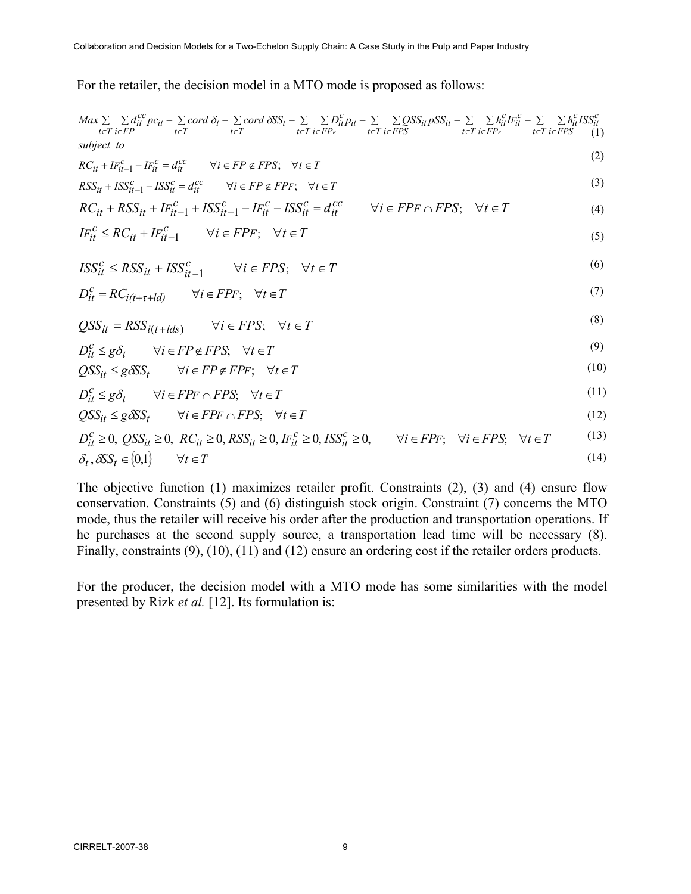For the retailer, the decision model in a MTO mode is proposed as follows:

$$Max \sum_{t\in T}\sum_{i\in FP} d_{it}^{cc} pc_{it} - \sum_{t\in T} cord\, \delta_t - \sum_{t\in T} cord\, \delta SS_t - \sum_{t\in T}\sum_{i\in FP_F} D_{it}^{c} p_{it} - \sum_{t\in T}\sum_{i\in FPS} QSS_{it}\, pSS_{it} - \sum_{t\in T}\sum_{i\in FP_F} h_{it}^{c} IF_{it}^{c} - \sum_{t\in T}\sum_{i\in FPS} h_{it}^{c} ISS_{it}^{c} \quad (1)$$

*subject to*

$$RC_{it} + IF_{it-1}^{c} - IF_{it}^{c} = d_{it}^{cc} \qquad \forall i \in FP \notin FPS; \quad \forall t \in T \quad (2)$$

$$RSS_{it} + ISS_{it-1}^{c} - ISS_{it}^{c} = d_{it}^{cc} \qquad \forall i \in FP \notin FPF; \quad \forall t \in T \quad (3)$$

$$RC_{it} + RSS_{it} + IF_{it-1}^{c} + ISS_{it-1}^{c} - IF_{it}^{c} - ISS_{it}^{c} = d_{it}^{cc} \qquad \forall i \in FPF \cap FPS; \quad \forall t \in T \quad (4)$$

$$IF_{it}^{c} \le RC_{it} + IF_{it-1}^{c} \qquad \forall i \in FPF; \quad \forall t \in T \quad (5)$$

$$ISS_{it}^{c} \le RSS_{it} + ISS_{it-1}^{c} \qquad \forall i \in FPS; \quad \forall t \in T \quad (6)$$

$$D_{it}^{c} = RC_{i(t+\tau+ld)} \qquad \forall i \in FPF; \quad \forall t \in T \quad (7)$$

$$QSS_{it} = RSS_{i(t+lds)} \qquad \forall i \in FPS; \quad \forall t \in T \quad (8)$$

$$D_{it}^{c} \le g\delta_t \qquad \forall i \in FP \notin FPS; \quad \forall t \in T \quad (9)$$

$$QSS_{it} \le g\delta SS_t \qquad \forall i \in FP \notin FPF; \quad \forall t \in T \quad (10)$$

$$D_{it}^{c} \le g\delta_t \qquad \forall i \in FPF \cap FPS; \quad \forall t \in T \quad (11)$$

$$QSS_{it} \le g\delta SS_t \qquad \forall i \in FPF \cap FPS; \quad \forall t \in T \quad (12)$$

$$D_{it}^{c} \ge 0,\ QSS_{it} \ge 0,\ RC_{it} \ge 0, RSS_{it} \ge 0, IF_{it}^{c} \ge 0, ISS_{it}^{c} \ge 0, \qquad \forall i \in FPF; \quad \forall i \in FPS; \quad \forall t \in T \quad (13)$$

$$\delta_t, \delta SS_t \in \{0,1\} \qquad \forall t \in T \quad (14)$$

The objective function (1) maximizes retailer profit. Constraints (2), (3) and (4) ensure flow conservation. Constraints (5) and (6) distinguish stock origin. Constraint (7) concerns the MTO mode, thus the retailer will receive his order after the production and transportation operations. If he purchases at the second supply source, a transportation lead time will be necessary (8). Finally, constraints (9), (10), (11) and (12) ensure an ordering cost if the retailer orders products.

For the producer, the decision model with a MTO mode has some similarities with the model presented by Rizk *et al.* [12]. Its formulation is: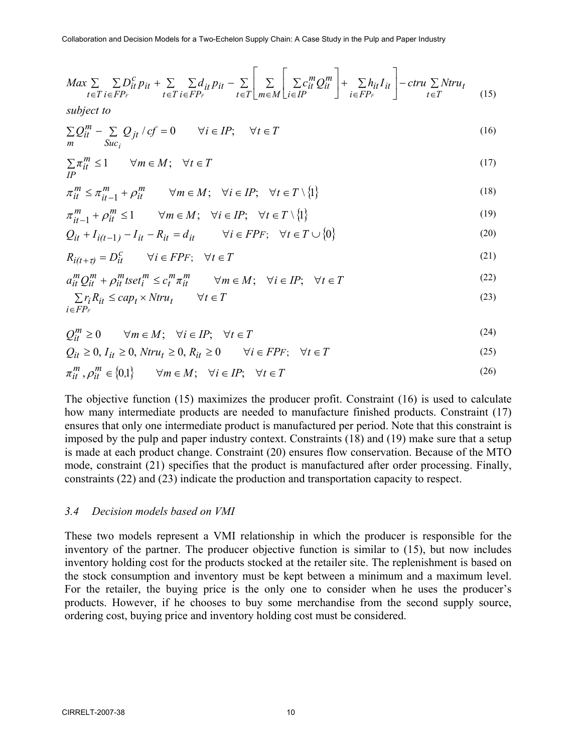$$Max \sum_{t \in T} \sum_{i \in FP_F} D_{it}^{c} p_{it} + \sum_{t \in T} \sum_{i \in FP_F} d_{it} p_{it} - \sum_{t \in T} \left[ \sum_{m \in M} \left[ \sum_{i \in IP} c_{it}^{m} Q_{it}^{m} \right] + \sum_{i \in FP_F} h_{it} I_{it} \right] - ctru \sum_{t \in T} Ntru_t \tag{15}$$

*subject to*

$$\sum_{m} Q_{it}^{m} - \sum_{Suc_i} Q_{jt} / cf = 0 \qquad \forall i \in IP; \quad \forall t \in T \tag{16}$$

$$\sum_{IP} \pi_{it}^{m} \le 1 \qquad \forall m \in M; \quad \forall t \in T \tag{17}$$

$$\pi_{it}^{m} \le \pi_{it-1}^{m} + \rho_{it}^{m} \qquad \forall m \in M; \quad \forall i \in IP; \quad \forall t \in T \setminus \{1\} \tag{18}$$

$$\pi_{it-1}^{m} + \rho_{it}^{m} \le 1 \qquad \forall m \in M; \quad \forall i \in IP; \quad \forall t \in T \setminus \{1\} \tag{19}$$

$$Q_{it} + I_{i(t-1)} - I_{it} - R_{it} = d_{it} \qquad \forall i \in FP_F; \quad \forall t \in T \cup \{0\} \tag{20}$$

$$R_{i(t+\tau)} = D_{it}^{c} \qquad \forall i \in FP_F; \quad \forall t \in T \tag{21}$$

$$a_{it}^{m} Q_{it}^{m} + \rho_{it}^{m} tset_{i}^{m} \le c_{t}^{m} \pi_{it}^{m} \qquad \forall m \in M; \quad \forall i \in IP; \quad \forall t \in T \tag{22}$$

$$\sum_{i \in FP_F} r_i R_{it} \le cap_t \times Ntru_t \qquad \forall t \in T \tag{23}$$

$$Q_{it}^{m} \ge 0 \qquad \forall m \in M; \quad \forall i \in IP; \quad \forall t \in T \tag{24}$$

$$Q_{it} \ge 0,\ I_{it} \ge 0,\ Ntru_t \ge 0,\ R_{it} \ge 0 \qquad \forall i \in FP_F; \quad \forall t \in T \tag{25}$$

$$\pi_{it}^{m}, \rho_{it}^{m} \in \{0,1\} \qquad \forall m \in M; \quad \forall i \in IP; \quad \forall t \in T \tag{26}$$

The objective function (15) maximizes the producer profit. Constraint (16) is used to calculate how many intermediate products are needed to manufacture finished products. Constraint (17) ensures that only one intermediate product is manufactured per period. Note that this constraint is imposed by the pulp and paper industry context. Constraints (18) and (19) make sure that a setup is made at each product change. Constraint (20) ensures flow conservation. Because of the MTO mode, constraint (21) specifies that the product is manufactured after order processing. Finally, constraints (22) and (23) indicate the production and transportation capacity to respect.

### *3.4 Decision models based on VMI*

These two models represent a VMI relationship in which the producer is responsible for the inventory of the partner. The producer objective function is similar to (15), but now includes inventory holding cost for the products stocked at the retailer site. The replenishment is based on the stock consumption and inventory must be kept between a minimum and a maximum level. For the retailer, the buying price is the only one to consider when he uses the producer's products. However, if he chooses to buy some merchandise from the second supply source, ordering cost, buying price and inventory holding cost must be considered.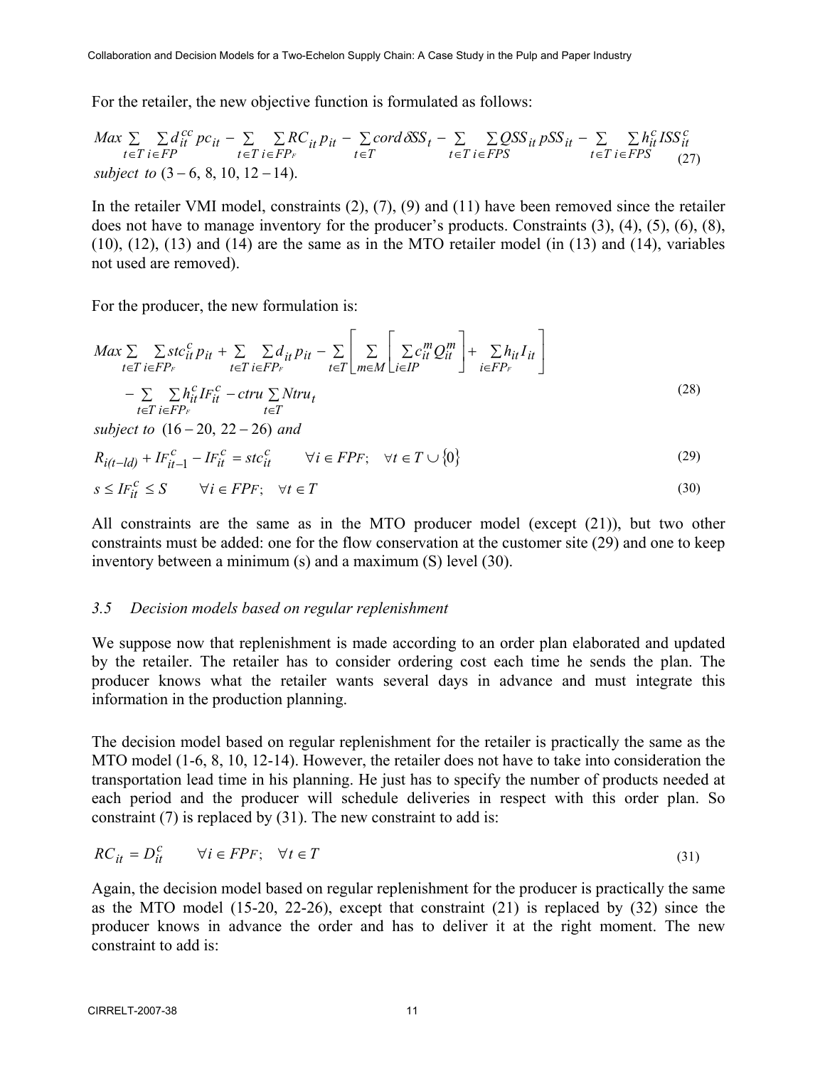For the retailer, the new objective function is formulated as follows:

$$Max \sum_{t\in T}\sum_{i\in FP} d_{it}^{cc} pc_{it} - \sum_{t\in T}\sum_{i\in FP_F} RC_{it} p_{it} - \sum_{t\in T} cord\,\delta SS_t - \sum_{t\in T}\sum_{i\in FPS} QSS_{it}\, pSS_{it} - \sum_{t\in T}\sum_{i\in FPS} h_{it}^{c} ISS_{it}^{c} \tag{27}$$

*subject to* $(3-6,\ 8,\ 10,\ 12-14)$.

In the retailer VMI model, constraints (2), (7), (9) and (11) have been removed since the retailer does not have to manage inventory for the producer's products. Constraints (3), (4), (5), (6), (8), (10), (12), (13) and (14) are the same as in the MTO retailer model (in (13) and (14), variables not used are removed).

For the producer, the new formulation is:

$$Max \sum_{t\in T}\sum_{i\in FP_F} stc_{it}^{c} p_{it} + \sum_{t\in T}\sum_{i\in FP_F} d_{it} p_{it} - \sum_{t\in T}\left[\sum_{m\in M}\left[\sum_{i\in IP} c_{it}^{m} Q_{it}^{m}\right] + \sum_{i\in FP_F} h_{it} I_{it}\right]$$

$$- \sum_{t\in T}\sum_{i\in FP_F} h_{it}^{c} IF_{it}^{c} - ctru \sum_{t\in T} Ntru_t \tag{28}$$

*subject to* $(16-20,\ 22-26)$ *and*

$$R_{i(t-ld)} + IF_{it-1}^{c} - IF_{it}^{c} = stc_{it}^{c} \qquad \forall i \in FP_F;\quad \forall t \in T \cup \{0\} \tag{29}$$

$$s \le IF_{it}^{c} \le S \qquad \forall i \in FP_F;\quad \forall t \in T \tag{30}$$

All constraints are the same as in the MTO producer model (except (21)), but two other constraints must be added: one for the flow conservation at the customer site (29) and one to keep inventory between a minimum (s) and a maximum (S) level (30).

### 3.5 Decision models based on regular replenishment

We suppose now that replenishment is made according to an order plan elaborated and updated by the retailer. The retailer has to consider ordering cost each time he sends the plan. The producer knows what the retailer wants several days in advance and must integrate this information in the production planning.

The decision model based on regular replenishment for the retailer is practically the same as the MTO model (1-6, 8, 10, 12-14). However, the retailer does not have to take into consideration the transportation lead time in his planning. He just has to specify the number of products needed at each period and the producer will schedule deliveries in respect with this order plan. So constraint (7) is replaced by (31). The new constraint to add is:

$$RC_{it} = D_{it}^{c} \qquad \forall i \in FP_F;\quad \forall t \in T \tag{31}$$

Again, the decision model based on regular replenishment for the producer is practically the same as the MTO model (15-20, 22-26), except that constraint (21) is replaced by (32) since the producer knows in advance the order and has to deliver it at the right moment. The new constraint to add is: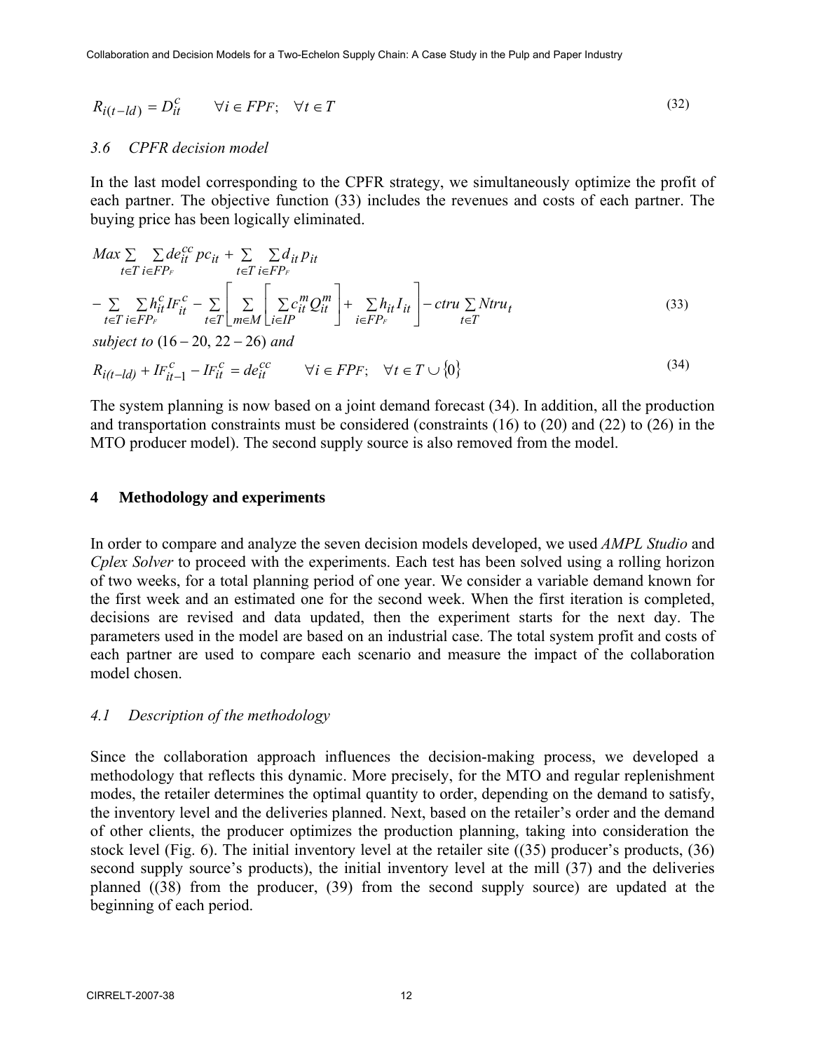$$R_{i(t-ld)} = D_{it}^{c} \qquad \forall i \in FP_F; \quad \forall t \in T \tag{32}$$

### 3.6 CPFR decision model

In the last model corresponding to the CPFR strategy, we simultaneously optimize the profit of each partner. The objective function (33) includes the revenues and costs of each partner. The buying price has been logically eliminated.

$$\begin{aligned} Max \sum_{t \in T} \sum_{i \in FP_F} de_{it}^{cc} pc_{it} + \sum_{t \in T} \sum_{i \in FP_F} d_{it} p_{it} \\ - \sum_{t \in T} \sum_{i \in FP_F} h_{it}^{c} IF_{it}^{c} - \sum_{t \in T} \left[ \sum_{m \in M} \left[ \sum_{i \in IP} c_{it}^{m} Q_{it}^{m} \right] + \sum_{i \in FP_F} h_{it} I_{it} \right] - ctru \sum_{t \in T} Ntru_t \end{aligned} \tag{33}$$

*subject to* $(16-20,\ 22-26)$ *and*

$$R_{i(t-ld)} + IF_{it-1}^{c} - IF_{it}^{c} = de_{it}^{cc} \qquad \forall i \in FP_F; \quad \forall t \in T \cup \{0\} \tag{34}$$

The system planning is now based on a joint demand forecast (34). In addition, all the production and transportation constraints must be considered (constraints (16) to (20) and (22) to (26) in the MTO producer model). The second supply source is also removed from the model.

## 4 Methodology and experiments

In order to compare and analyze the seven decision models developed, we used *AMPL Studio* and *Cplex Solver* to proceed with the experiments. Each test has been solved using a rolling horizon of two weeks, for a total planning period of one year. We consider a variable demand known for the first week and an estimated one for the second week. When the first iteration is completed, decisions are revised and data updated, then the experiment starts for the next day. The parameters used in the model are based on an industrial case. The total system profit and costs of each partner are used to compare each scenario and measure the impact of the collaboration model chosen.

### 4.1 Description of the methodology

Since the collaboration approach influences the decision-making process, we developed a methodology that reflects this dynamic. More precisely, for the MTO and regular replenishment modes, the retailer determines the optimal quantity to order, depending on the demand to satisfy, the inventory level and the deliveries planned. Next, based on the retailer's order and the demand of other clients, the producer optimizes the production planning, taking into consideration the stock level (Fig. 6). The initial inventory level at the retailer site ((35) producer's products, (36) second supply source's products), the initial inventory level at the mill (37) and the deliveries planned ((38) from the producer, (39) from the second supply source) are updated at the beginning of each period.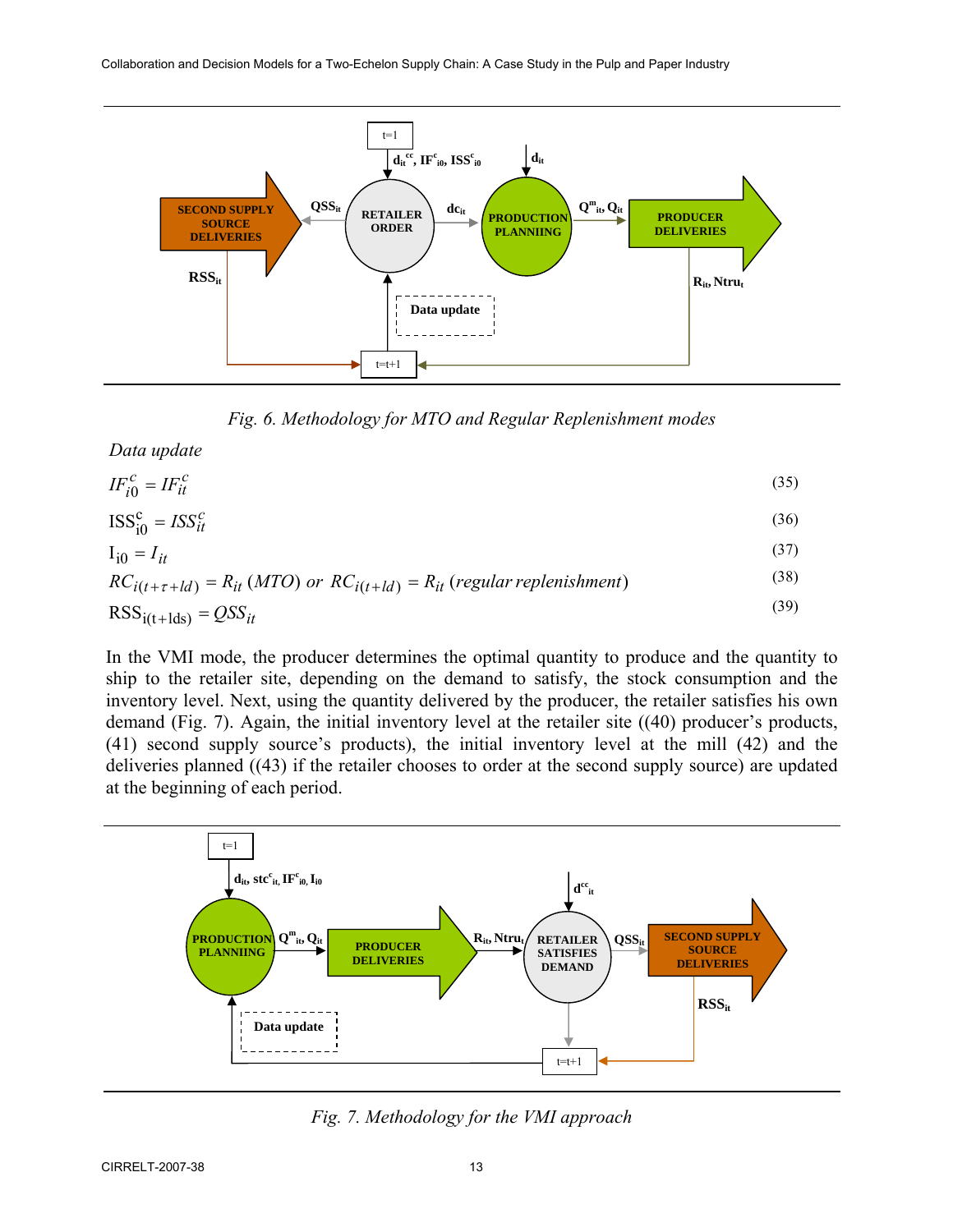Fig. 6. Methodology for MTO and Regular Replenishment modes

*Data update*

$$IF_{i0}^{c} = IF_{it}^{c} \tag{35}$$

$$ISS_{i0}^{c} = ISS_{it}^{c} \tag{36}$$

$$I_{i0} = I_{it} \tag{37}$$

$$RC_{i(t+\tau+ld)} = R_{it}\ (MTO)\ or\ RC_{i(t+ld)} = R_{it}\ (regular\ replenishment) \tag{38}$$

$$RSS_{i(t+lds)} = QSS_{it} \tag{39}$$

In the VMI mode, the producer determines the optimal quantity to produce and the quantity to ship to the retailer site, depending on the demand to satisfy, the stock consumption and the inventory level. Next, using the quantity delivered by the producer, the retailer satisfies his own demand (Fig. 7). Again, the initial inventory level at the retailer site ((40) producer's products, (41) second supply source's products), the initial inventory level at the mill (42) and the deliveries planned ((43) if the retailer chooses to order at the second supply source) are updated at the beginning of each period.

Fig. 7. Methodology for the VMI approach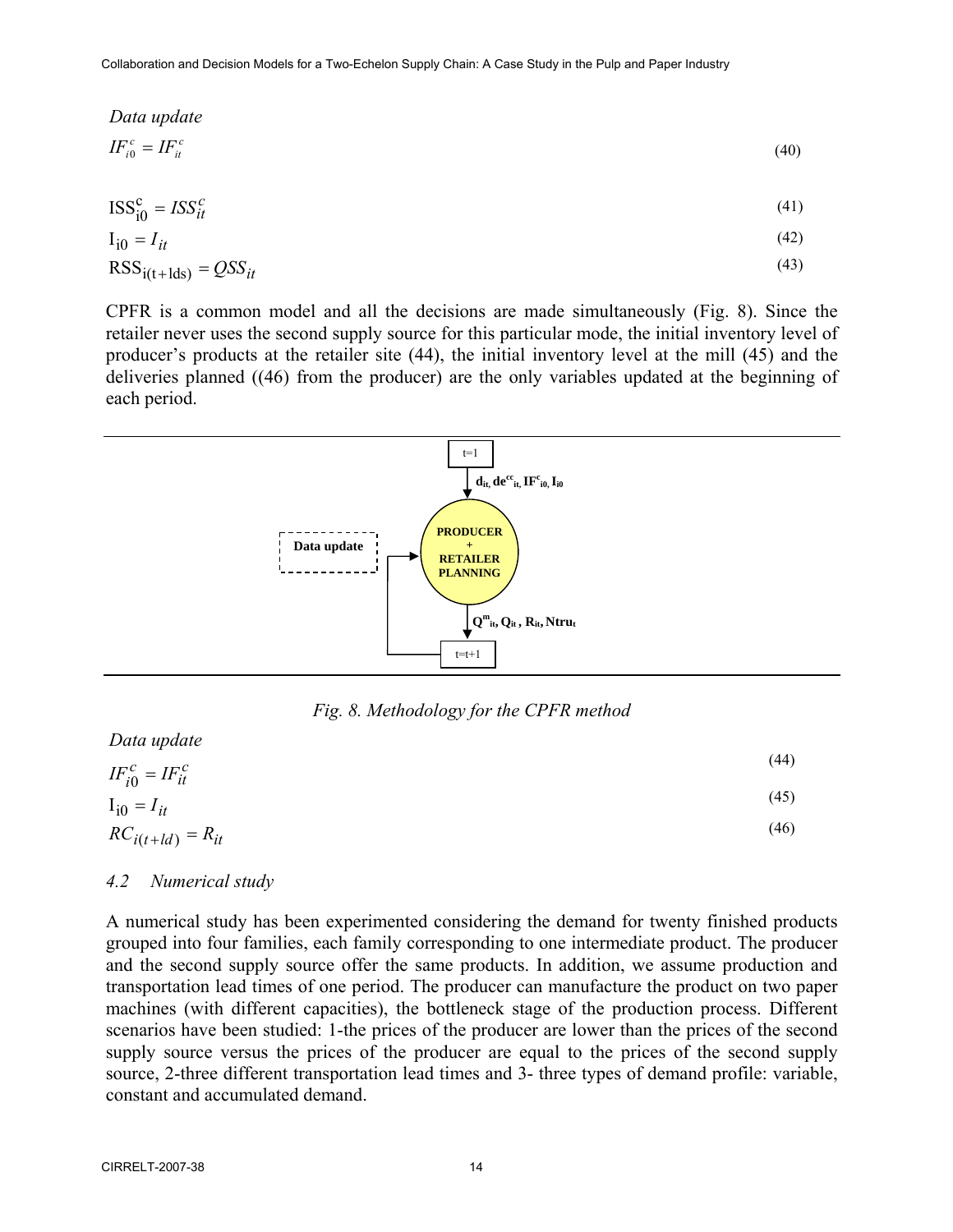*Data update*

$$IF_{i0}^{c} = IF_{it}^{c} \tag{40}$$

$$ISS_{i0}^{c} = ISS_{it}^{c} \tag{41}$$

$$I_{i0} = I_{it} \tag{42}$$

$$RSS_{i(t+lds)} = QSS_{it} \tag{43}$$

CPFR is a common model and all the decisions are made simultaneously (Fig. 8). Since the retailer never uses the second supply source for this particular mode, the initial inventory level of producer's products at the retailer site (44), the initial inventory level at the mill (45) and the deliveries planned ((46) from the producer) are the only variables updated at the beginning of each period.

t=1

$d_{it}$, $de^{cc}_{it}$, $IF^{c}_{i0}$, $I_{i0}$

Data update

PRODUCER + RETAILER PLANNING

$Q^{m}_{it}$, $Q_{it}$, $R_{it}$, $Ntru_{t}$

t=t+1

*Fig. 8. Methodology for the CPFR method*

*Data update*

$$IF_{i0}^{c} = IF_{it}^{c} \tag{44}$$

$$I_{i0} = I_{it} \tag{45}$$

$$RC_{i(t+ld)} = R_{it} \tag{46}$$

### *4.2 Numerical study*

A numerical study has been experimented considering the demand for twenty finished products grouped into four families, each family corresponding to one intermediate product. The producer and the second supply source offer the same products. In addition, we assume production and transportation lead times of one period. The producer can manufacture the product on two paper machines (with different capacities), the bottleneck stage of the production process. Different scenarios have been studied: 1-the prices of the producer are lower than the prices of the second supply source versus the prices of the producer are equal to the prices of the second supply source, 2-three different transportation lead times and 3- three types of demand profile: variable, constant and accumulated demand.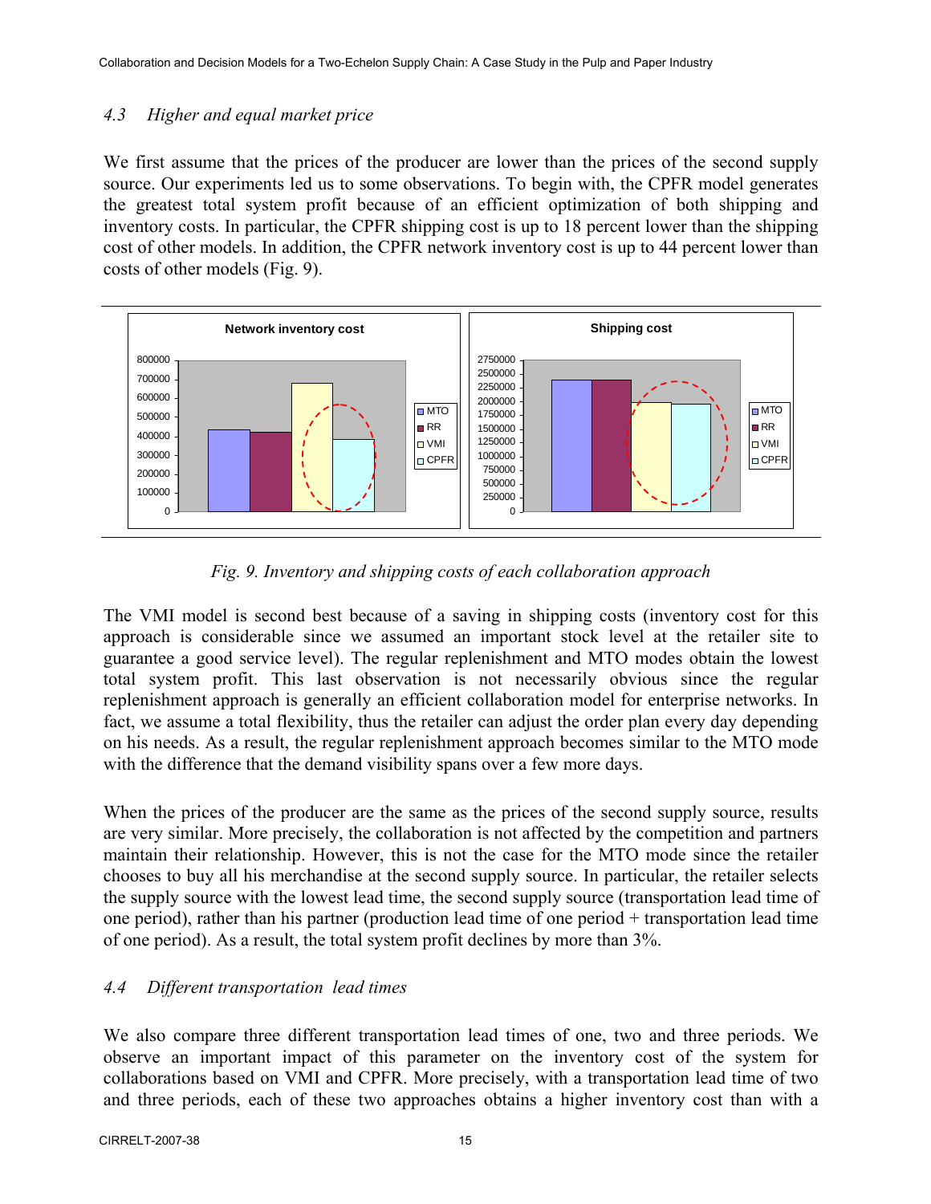### 4.3 Higher and equal market price

We first assume that the prices of the producer are lower than the prices of the second supply source. Our experiments led us to some observations. To begin with, the CPFR model generates the greatest total system profit because of an efficient optimization of both shipping and inventory costs. In particular, the CPFR shipping cost is up to 18 percent lower than the shipping cost of other models. In addition, the CPFR network inventory cost is up to 44 percent lower than costs of other models (Fig. 9).

*Fig. 9. Inventory and shipping costs of each collaboration approach*

The VMI model is second best because of a saving in shipping costs (inventory cost for this approach is considerable since we assumed an important stock level at the retailer site to guarantee a good service level). The regular replenishment and MTO modes obtain the lowest total system profit. This last observation is not necessarily obvious since the regular replenishment approach is generally an efficient collaboration model for enterprise networks. In fact, we assume a total flexibility, thus the retailer can adjust the order plan every day depending on his needs. As a result, the regular replenishment approach becomes similar to the MTO mode with the difference that the demand visibility spans over a few more days.

When the prices of the producer are the same as the prices of the second supply source, results are very similar. More precisely, the collaboration is not affected by the competition and partners maintain their relationship. However, this is not the case for the MTO mode since the retailer chooses to buy all his merchandise at the second supply source. In particular, the retailer selects the supply source with the lowest lead time, the second supply source (transportation lead time of one period), rather than his partner (production lead time of one period + transportation lead time of one period). As a result, the total system profit declines by more than 3%.

### 4.4 Different transportation lead times

We also compare three different transportation lead times of one, two and three periods. We observe an important impact of this parameter on the inventory cost of the system for collaborations based on VMI and CPFR. More precisely, with a transportation lead time of two and three periods, each of these two approaches obtains a higher inventory cost than with a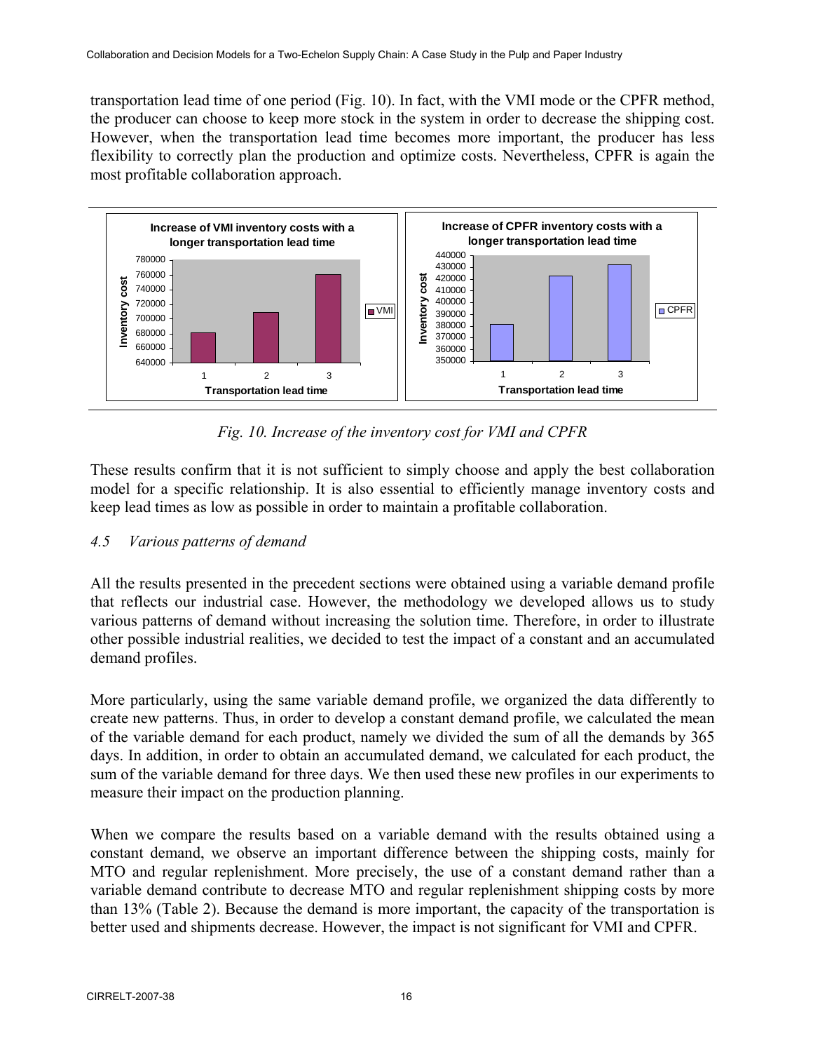transportation lead time of one period (Fig. 10). In fact, with the VMI mode or the CPFR method, the producer can choose to keep more stock in the system in order to decrease the shipping cost. However, when the transportation lead time becomes more important, the producer has less flexibility to correctly plan the production and optimize costs. Nevertheless, CPFR is again the most profitable collaboration approach.

*Fig. 10. Increase of the inventory cost for VMI and CPFR*

These results confirm that it is not sufficient to simply choose and apply the best collaboration model for a specific relationship. It is also essential to efficiently manage inventory costs and keep lead times as low as possible in order to maintain a profitable collaboration.

### *4.5 Various patterns of demand*

All the results presented in the precedent sections were obtained using a variable demand profile that reflects our industrial case. However, the methodology we developed allows us to study various patterns of demand without increasing the solution time. Therefore, in order to illustrate other possible industrial realities, we decided to test the impact of a constant and an accumulated demand profiles.

More particularly, using the same variable demand profile, we organized the data differently to create new patterns. Thus, in order to develop a constant demand profile, we calculated the mean of the variable demand for each product, namely we divided the sum of all the demands by 365 days. In addition, in order to obtain an accumulated demand, we calculated for each product, the sum of the variable demand for three days. We then used these new profiles in our experiments to measure their impact on the production planning.

When we compare the results based on a variable demand with the results obtained using a constant demand, we observe an important difference between the shipping costs, mainly for MTO and regular replenishment. More precisely, the use of a constant demand rather than a variable demand contribute to decrease MTO and regular replenishment shipping costs by more than 13% (Table 2). Because the demand is more important, the capacity of the transportation is better used and shipments decrease. However, the impact is not significant for VMI and CPFR.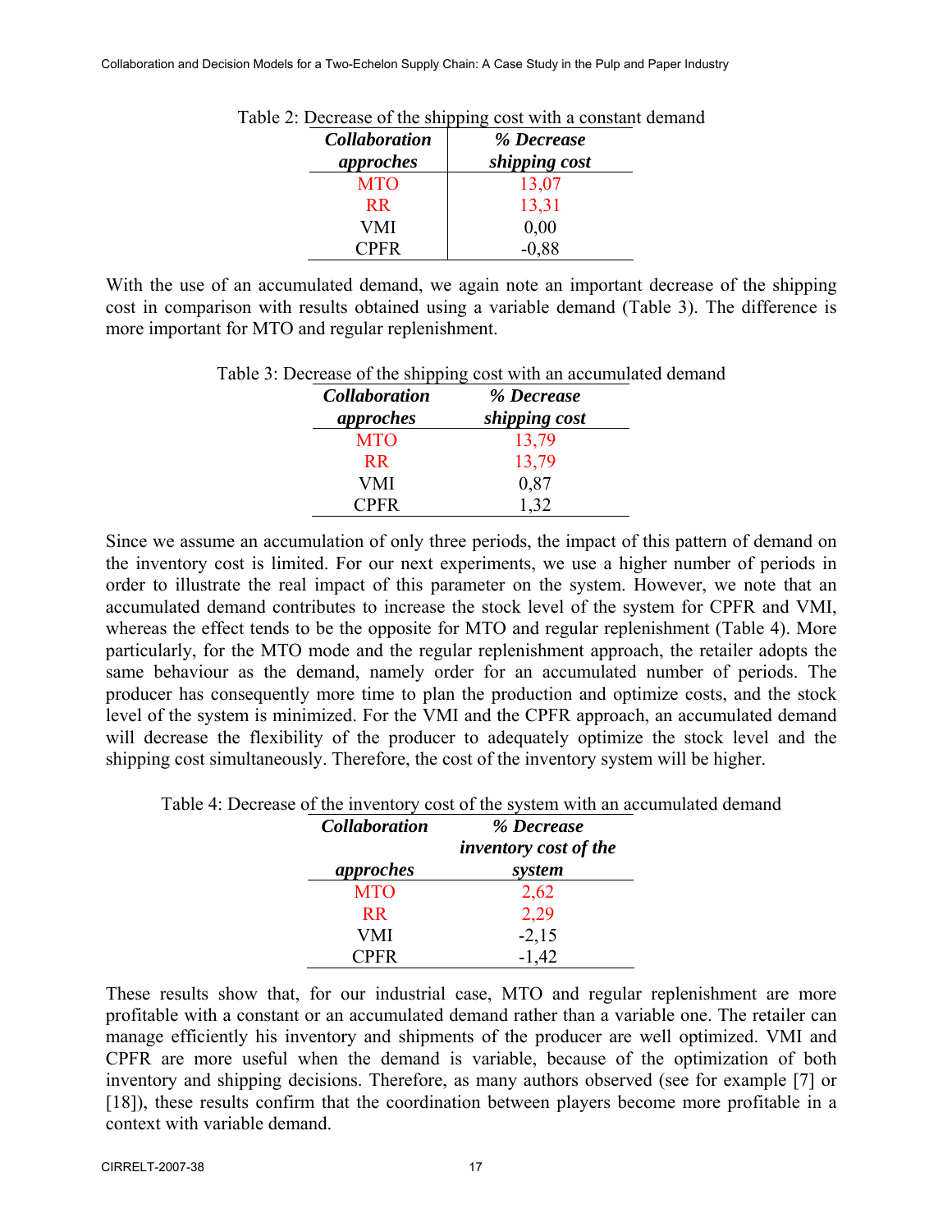Table 2: Decrease of the shipping cost with a constant demand

| *Collaboration approches* | *% Decrease shipping cost* |
|---|---|
| MTO | 13,07 |
| RR | 13,31 |
| VMI | 0,00 |
| CPFR | -0,88 |

With the use of an accumulated demand, we again note an important decrease of the shipping cost in comparison with results obtained using a variable demand (Table 3). The difference is more important for MTO and regular replenishment.

Table 3: Decrease of the shipping cost with an accumulated demand

| *Collaboration approches* | *% Decrease shipping cost* |
|---|---|
| MTO | 13,79 |
| RR | 13,79 |
| VMI | 0,87 |
| CPFR | 1,32 |

Since we assume an accumulation of only three periods, the impact of this pattern of demand on the inventory cost is limited. For our next experiments, we use a higher number of periods in order to illustrate the real impact of this parameter on the system. However, we note that an accumulated demand contributes to increase the stock level of the system for CPFR and VMI, whereas the effect tends to be the opposite for MTO and regular replenishment (Table 4). More particularly, for the MTO mode and the regular replenishment approach, the retailer adopts the same behaviour as the demand, namely order for an accumulated number of periods. The producer has consequently more time to plan the production and optimize costs, and the stock level of the system is minimized. For the VMI and the CPFR approach, an accumulated demand will decrease the flexibility of the producer to adequately optimize the stock level and the shipping cost simultaneously. Therefore, the cost of the inventory system will be higher.

Table 4: Decrease of the inventory cost of the system with an accumulated demand

| *Collaboration approches* | *% Decrease inventory cost of the system* |
|---|---|
| MTO | 2,62 |
| RR | 2,29 |
| VMI | -2,15 |
| CPFR | -1,42 |

These results show that, for our industrial case, MTO and regular replenishment are more profitable with a constant or an accumulated demand rather than a variable one. The retailer can manage efficiently his inventory and shipments of the producer are well optimized. VMI and CPFR are more useful when the demand is variable, because of the optimization of both inventory and shipping decisions. Therefore, as many authors observed (see for example [7] or [18]), these results confirm that the coordination between players become more profitable in a context with variable demand.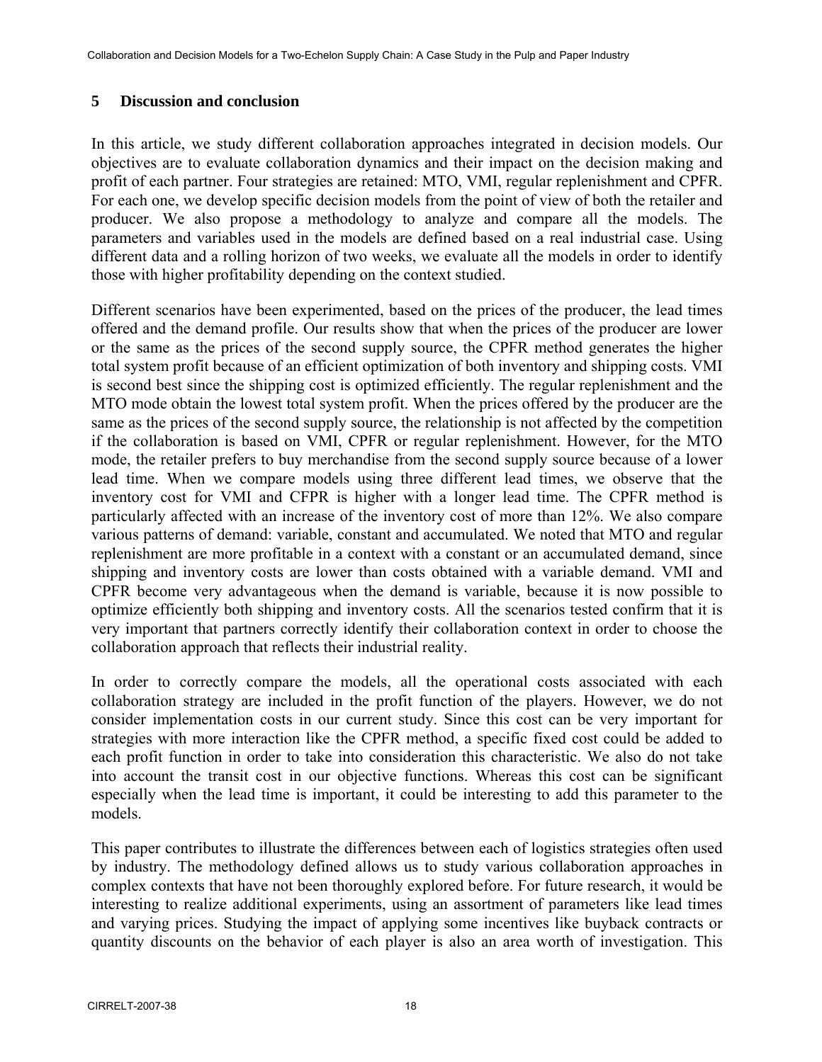## 5 Discussion and conclusion

In this article, we study different collaboration approaches integrated in decision models. Our objectives are to evaluate collaboration dynamics and their impact on the decision making and profit of each partner. Four strategies are retained: MTO, VMI, regular replenishment and CPFR. For each one, we develop specific decision models from the point of view of both the retailer and producer. We also propose a methodology to analyze and compare all the models. The parameters and variables used in the models are defined based on a real industrial case. Using different data and a rolling horizon of two weeks, we evaluate all the models in order to identify those with higher profitability depending on the context studied.

Different scenarios have been experimented, based on the prices of the producer, the lead times offered and the demand profile. Our results show that when the prices of the producer are lower or the same as the prices of the second supply source, the CPFR method generates the higher total system profit because of an efficient optimization of both inventory and shipping costs. VMI is second best since the shipping cost is optimized efficiently. The regular replenishment and the MTO mode obtain the lowest total system profit. When the prices offered by the producer are the same as the prices of the second supply source, the relationship is not affected by the competition if the collaboration is based on VMI, CPFR or regular replenishment. However, for the MTO mode, the retailer prefers to buy merchandise from the second supply source because of a lower lead time. When we compare models using three different lead times, we observe that the inventory cost for VMI and CFPR is higher with a longer lead time. The CPFR method is particularly affected with an increase of the inventory cost of more than 12%. We also compare various patterns of demand: variable, constant and accumulated. We noted that MTO and regular replenishment are more profitable in a context with a constant or an accumulated demand, since shipping and inventory costs are lower than costs obtained with a variable demand. VMI and CPFR become very advantageous when the demand is variable, because it is now possible to optimize efficiently both shipping and inventory costs. All the scenarios tested confirm that it is very important that partners correctly identify their collaboration context in order to choose the collaboration approach that reflects their industrial reality.

In order to correctly compare the models, all the operational costs associated with each collaboration strategy are included in the profit function of the players. However, we do not consider implementation costs in our current study. Since this cost can be very important for strategies with more interaction like the CPFR method, a specific fixed cost could be added to each profit function in order to take into consideration this characteristic. We also do not take into account the transit cost in our objective functions. Whereas this cost can be significant especially when the lead time is important, it could be interesting to add this parameter to the models.

This paper contributes to illustrate the differences between each of logistics strategies often used by industry. The methodology defined allows us to study various collaboration approaches in complex contexts that have not been thoroughly explored before. For future research, it would be interesting to realize additional experiments, using an assortment of parameters like lead times and varying prices. Studying the impact of applying some incentives like buyback contracts or quantity discounts on the behavior of each player is also an area worth of investigation. This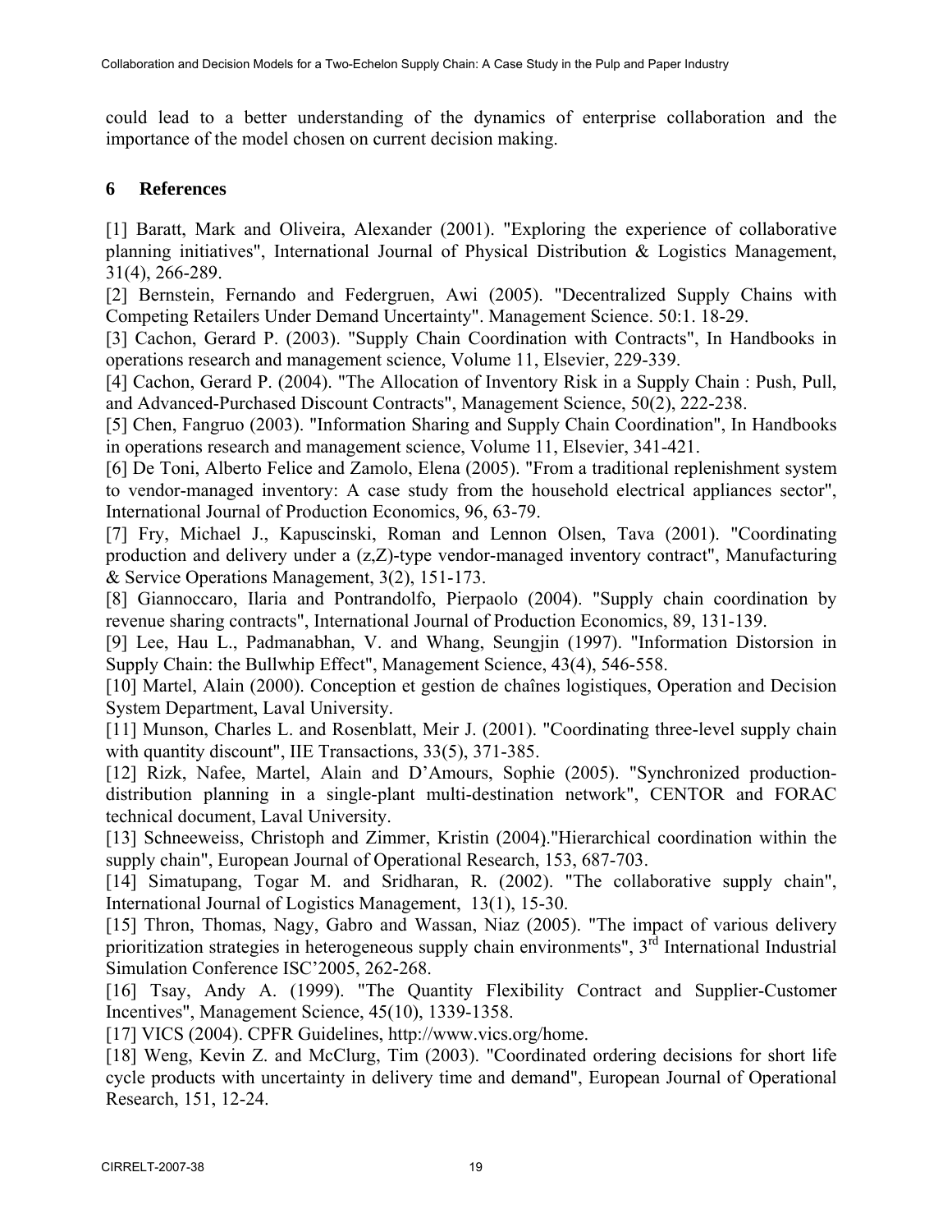could lead to a better understanding of the dynamics of enterprise collaboration and the importance of the model chosen on current decision making.

## 6 References

[1] Baratt, Mark and Oliveira, Alexander (2001). "Exploring the experience of collaborative planning initiatives", International Journal of Physical Distribution & Logistics Management, 31(4), 266-289.

[2] Bernstein, Fernando and Federgruen, Awi (2005). "Decentralized Supply Chains with Competing Retailers Under Demand Uncertainty". Management Science. 50:1. 18-29.

[3] Cachon, Gerard P. (2003). "Supply Chain Coordination with Contracts", In Handbooks in operations research and management science, Volume 11, Elsevier, 229-339.

[4] Cachon, Gerard P. (2004). "The Allocation of Inventory Risk in a Supply Chain : Push, Pull, and Advanced-Purchased Discount Contracts", Management Science, 50(2), 222-238.

[5] Chen, Fangruo (2003). "Information Sharing and Supply Chain Coordination", In Handbooks in operations research and management science, Volume 11, Elsevier, 341-421.

[6] De Toni, Alberto Felice and Zamolo, Elena (2005). "From a traditional replenishment system to vendor-managed inventory: A case study from the household electrical appliances sector", International Journal of Production Economics, 96, 63-79.

[7] Fry, Michael J., Kapuscinski, Roman and Lennon Olsen, Tava (2001). "Coordinating production and delivery under a (z,Z)-type vendor-managed inventory contract", Manufacturing & Service Operations Management, 3(2), 151-173.

[8] Giannoccaro, Ilaria and Pontrandolfo, Pierpaolo (2004). "Supply chain coordination by revenue sharing contracts", International Journal of Production Economics, 89, 131-139.

[9] Lee, Hau L., Padmanabhan, V. and Whang, Seungjin (1997). "Information Distorsion in Supply Chain: the Bullwhip Effect", Management Science, 43(4), 546-558.

[10] Martel, Alain (2000). Conception et gestion de chaînes logistiques, Operation and Decision System Department, Laval University.

[11] Munson, Charles L. and Rosenblatt, Meir J. (2001). "Coordinating three-level supply chain with quantity discount", IIE Transactions, 33(5), 371-385.

[12] Rizk, Nafee, Martel, Alain and D'Amours, Sophie (2005). "Synchronized production-distribution planning in a single-plant multi-destination network", CENTOR and FORAC technical document, Laval University.

[13] Schneeweiss, Christoph and Zimmer, Kristin (2004)."Hierarchical coordination within the supply chain", European Journal of Operational Research, 153, 687-703.

[14] Simatupang, Togar M. and Sridharan, R. (2002). "The collaborative supply chain", International Journal of Logistics Management, 13(1), 15-30.

[15] Thron, Thomas, Nagy, Gabro and Wassan, Niaz (2005). "The impact of various delivery prioritization strategies in heterogeneous supply chain environments", 3rd International Industrial Simulation Conference ISC'2005, 262-268.

[16] Tsay, Andy A. (1999). "The Quantity Flexibility Contract and Supplier-Customer Incentives", Management Science, 45(10), 1339-1358.

[17] VICS (2004). CPFR Guidelines, http://www.vics.org/home.

[18] Weng, Kevin Z. and McClurg, Tim (2003). "Coordinated ordering decisions for short life cycle products with uncertainty in delivery time and demand", European Journal of Operational Research, 151, 12-24.